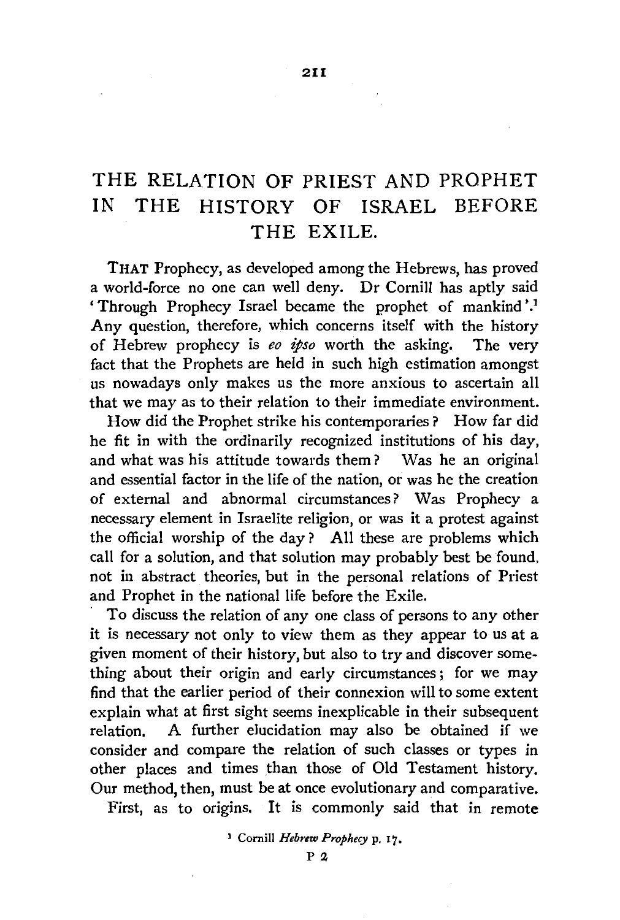# THE RELATION OF PRIEST AND PROPHET IN THE HISTORY OF ISRAEL BEFORE THE EXILE.

THAT Prophecy, as developed among the Hebrews, has proved a world-force no one can well deny. Dr Cornill has aptly said 'Through Prophecy Israel became the prophet of mankind'.[1] Any question, therefore, which concerns itself with the history of Hebrew prophecy is *eo ipso* worth the asking. The very fact that the Prophets are held in such high estimation amongst us nowadays only makes us the more anxious to ascertain all that we may as to their relation to their immediate environment.

How did the Prophet strike his contemporaries? How far did he fit in with the ordinarily recognized institutions of his day, and what was his attitude towards them? Was he an original and essential factor in the life of the nation, or was he the creation of external and abnormal circumstances? Was Prophecy a necessary element in Israelite religion, or was it a protest against the official worship of the day? All these are problems which call for a solution, and that solution may probably best be found, not in abstract theories, but in the personal relations of Priest and Prophet in the national life before the Exile.

To discuss the relation of any one class of persons to any other it is necessary not only to view them as they appear to us at a given moment of their history, but also to try and discover something about their origin and early circumstances; for we may find that the earlier period of their connexion will to some extent explain what at first sight seems inexplicable in their subsequent relation. A further elucidation may also be obtained if we consider and compare the relation of such classes or types in other places and times than those of Old Testament history. Our method, then, must be at once evolutionary and comparative.

First, as to origins. It is commonly said that in remote

[1] Cornill *Hebrew Prophecy* p. 17.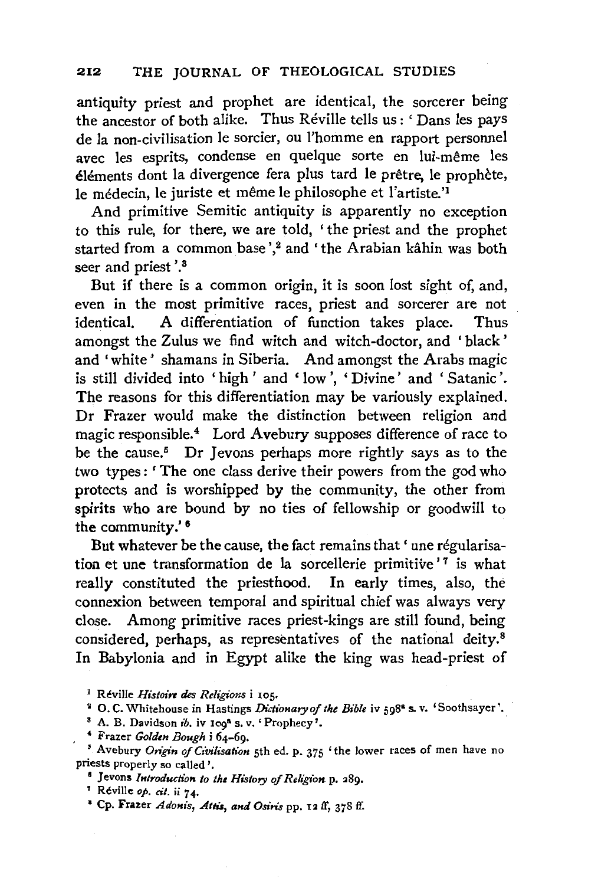antiquity priest and prophet are identical, the sorcerer being the ancestor of both alike. Thus Réville tells us: 'Dans les pays de la non-civilisation le sorcier, ou l'homme en rapport personnel avec les esprits, condense en quelque sorte en lui-même les éléments dont la divergence fera plus tard le prêtre, le prophète, le médecin, le juriste et même le philosophe et l'artiste.'[1]

And primitive Semitic antiquity is apparently no exception to this rule, for there, we are told, 'the priest and the prophet started from a common base',[2] and 'the Arabian kâhin was both seer and priest'.[3]

But if there is a common origin, it is soon lost sight of, and, even in the most primitive races, priest and sorcerer are not identical. A differentiation of function takes place. Thus amongst the Zulus we find witch and witch-doctor, and 'black' and 'white' shamans in Siberia. And amongst the Arabs magic is still divided into 'high' and 'low', 'Divine' and 'Satanic'. The reasons for this differentiation may be variously explained. Dr Frazer would make the distinction between religion and magic responsible.[4] Lord Avebury supposes difference of race to be the cause.[5] Dr Jevons perhaps more rightly says as to the two types: 'The one class derive their powers from the god who protects and is worshipped by the community, the other from spirits who are bound by no ties of fellowship or goodwill to the community.'[6]

But whatever be the cause, the fact remains that 'une régularisation et une transformation de la sorcellerie primitive'[7] is what really constituted the priesthood. In early times, also, the connexion between temporal and spiritual chief was always very close. Among primitive races priest-kings are still found, being considered, perhaps, as representatives of the national deity.[8] In Babylonia and in Egypt alike the king was head-priest of

[1] Réville *Histoire des Religions* i 105.

[2] O. C. Whitehouse in Hastings *Dictionary of the Bible* iv 598ª s. v. 'Soothsayer'.

[3] A. B. Davidson *ib.* iv 109ª s. v. 'Prophecy'.

[4] Frazer *Golden Bough* i 64–69.

[5] Avebury *Origin of Civilisation* 5th ed. p. 375 'the lower races of men have no priests properly so called'.

[6] Jevons *Introduction to the History of Religion* p. 289.

[7] Réville *op. cit.* ii 74.

[8] Cp. Frazer *Adonis, Attis, and Osiris* pp. 12 ff, 378 ff.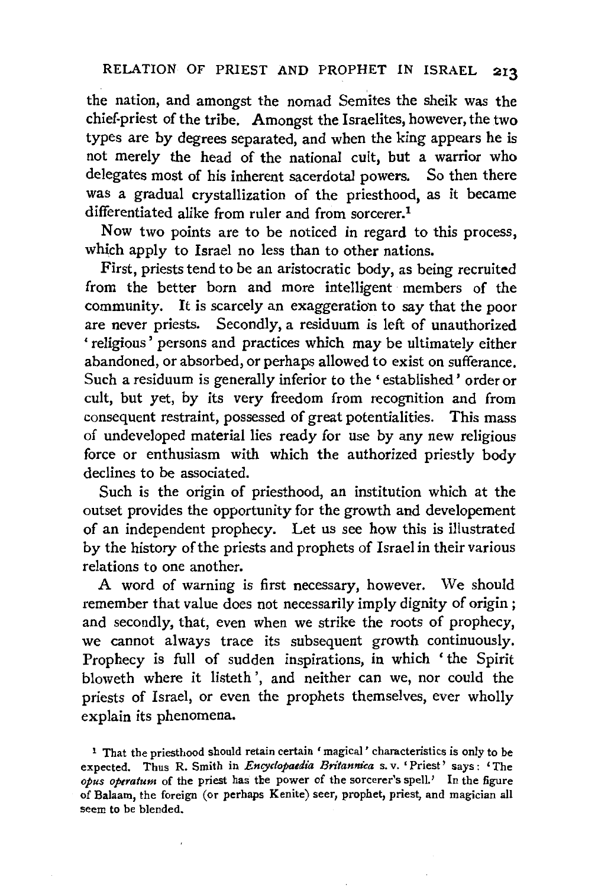the nation, and amongst the nomad Semites the sheik was the chief-priest of the tribe. Amongst the Israelites, however, the two types are by degrees separated, and when the king appears he is not merely the head of the national cult, but a warrior who delegates most of his inherent sacerdotal powers. So then there was a gradual crystallization of the priesthood, as it became differentiated alike from ruler and from sorcerer.[1]

Now two points are to be noticed in regard to this process, which apply to Israel no less than to other nations.

First, priests tend to be an aristocratic body, as being recruited from the better born and more intelligent members of the community. It is scarcely an exaggeration to say that the poor are never priests. Secondly, a residuum is left of unauthorized 'religious' persons and practices which may be ultimately either abandoned, or absorbed, or perhaps allowed to exist on sufferance. Such a residuum is generally inferior to the 'established' order or cult, but yet, by its very freedom from recognition and from consequent restraint, possessed of great potentialities. This mass of undeveloped material lies ready for use by any new religious force or enthusiasm with which the authorized priestly body declines to be associated.

Such is the origin of priesthood, an institution which at the outset provides the opportunity for the growth and developement of an independent prophecy. Let us see how this is illustrated by the history of the priests and prophets of Israel in their various relations to one another.

A word of warning is first necessary, however. We should remember that value does not necessarily imply dignity of origin; and secondly, that, even when we strike the roots of prophecy, we cannot always trace its subsequent growth continuously. Prophecy is full of sudden inspirations, in which 'the Spirit bloweth where it listeth', and neither can we, nor could the priests of Israel, or even the prophets themselves, ever wholly explain its phenomena.

[1] That the priesthood should retain certain 'magical' characteristics is only to be expected. Thus R. Smith in *Encyclopaedia Britannica* s. v. 'Priest' says: 'The *opus operatum* of the priest has the power of the sorcerer's spell.' In the figure of Balaam, the foreign (or perhaps Kenite) seer, prophet, priest, and magician all seem to be blended.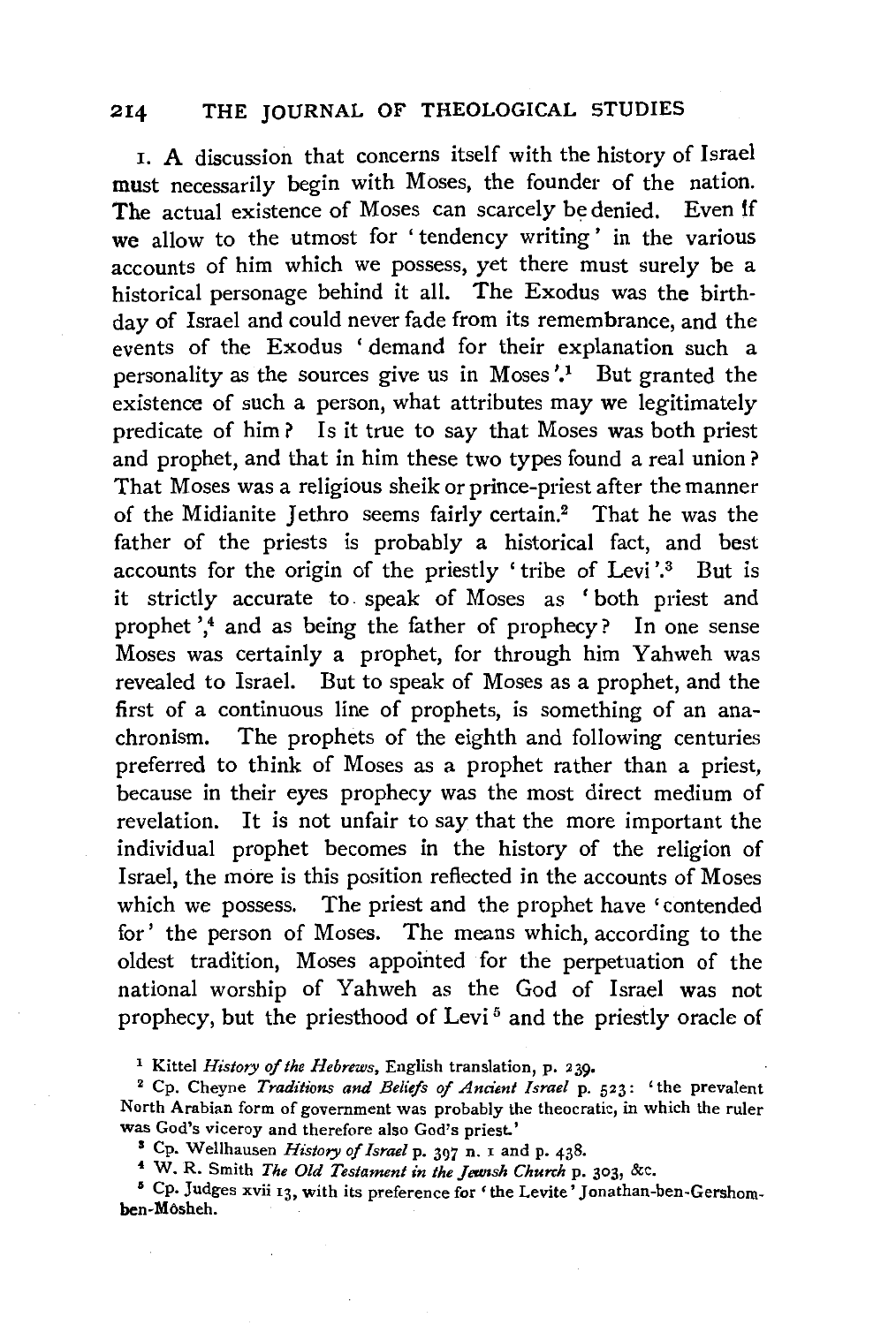1. A discussion that concerns itself with the history of Israel must necessarily begin with Moses, the founder of the nation. The actual existence of Moses can scarcely be denied. Even if we allow to the utmost for 'tendency writing' in the various accounts of him which we possess, yet there must surely be a historical personage behind it all. The Exodus was the birthday of Israel and could never fade from its remembrance, and the events of the Exodus 'demand for their explanation such a personality as the sources give us in Moses'.[1] But granted the existence of such a person, what attributes may we legitimately predicate of him? Is it true to say that Moses was both priest and prophet, and that in him these two types found a real union? That Moses was a religious sheik or prince-priest after the manner of the Midianite Jethro seems fairly certain.[2] That he was the father of the priests is probably a historical fact, and best accounts for the origin of the priestly 'tribe of Levi'.[3] But is it strictly accurate to speak of Moses as 'both priest and prophet',[4] and as being the father of prophecy? In one sense Moses was certainly a prophet, for through him Yahweh was revealed to Israel. But to speak of Moses as a prophet, and the first of a continuous line of prophets, is something of an anachronism. The prophets of the eighth and following centuries preferred to think of Moses as a prophet rather than a priest, because in their eyes prophecy was the most direct medium of revelation. It is not unfair to say that the more important the individual prophet becomes in the history of the religion of Israel, the more is this position reflected in the accounts of Moses which we possess. The priest and the prophet have 'contended for' the person of Moses. The means which, according to the oldest tradition, Moses appointed for the perpetuation of the national worship of Yahweh as the God of Israel was not prophecy, but the priesthood of Levi[5] and the priestly oracle of

[1] Kittel *History of the Hebrews*, English translation, p. 239.

[2] Cp. Cheyne *Traditions and Beliefs of Ancient Israel* p. 523: 'the prevalent North Arabian form of government was probably the theocratic, in which the ruler was God's viceroy and therefore also God's priest.'

[3] Cp. Wellhausen *History of Israel* p. 397 n. 1 and p. 438.

[4] W. R. Smith *The Old Testament in the Jewish Church* p. 303, &c.

[5] Cp. Judges xvii 13, with its preference for 'the Levite' Jonathan-ben-Gershom-ben-Môsheh.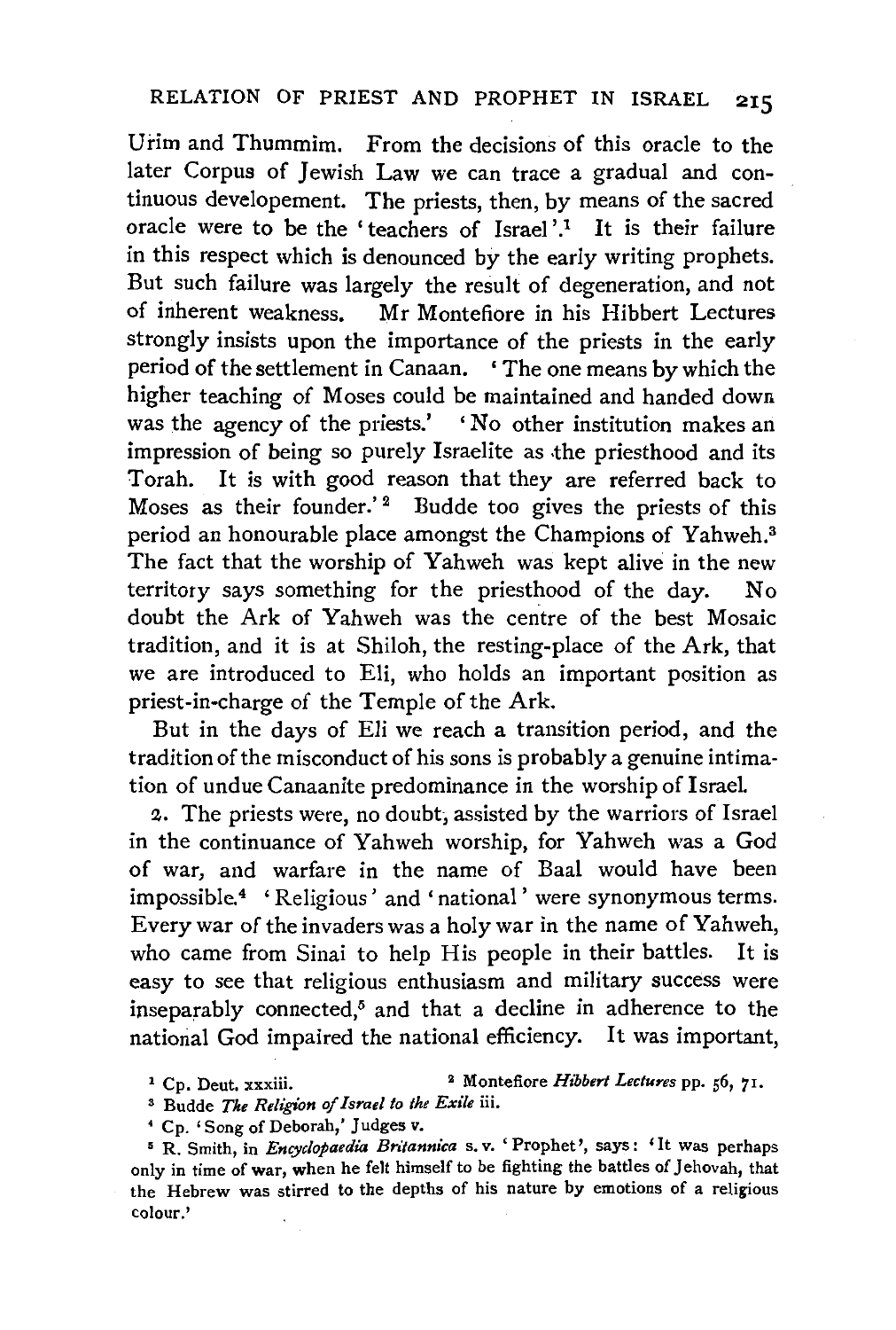Urim and Thummim. From the decisions of this oracle to the later Corpus of Jewish Law we can trace a gradual and continuous developement. The priests, then, by means of the sacred oracle were to be the 'teachers of Israel'.[1] It is their failure in this respect which is denounced by the early writing prophets. But such failure was largely the result of degeneration, and not of inherent weakness. Mr Montefiore in his Hibbert Lectures strongly insists upon the importance of the priests in the early period of the settlement in Canaan. 'The one means by which the higher teaching of Moses could be maintained and handed down was the agency of the priests.' 'No other institution makes an impression of being so purely Israelite as the priesthood and its Torah. It is with good reason that they are referred back to Moses as their founder.'[2] Budde too gives the priests of this period an honourable place amongst the Champions of Yahweh.[3] The fact that the worship of Yahweh was kept alive in the new territory says something for the priesthood of the day. No doubt the Ark of Yahweh was the centre of the best Mosaic tradition, and it is at Shiloh, the resting-place of the Ark, that we are introduced to Eli, who holds an important position as priest-in-charge of the Temple of the Ark.

But in the days of Eli we reach a transition period, and the tradition of the misconduct of his sons is probably a genuine intimation of undue Canaanite predominance in the worship of Israel.

2. The priests were, no doubt, assisted by the warriors of Israel in the continuance of Yahweh worship, for Yahweh was a God of war, and warfare in the name of Baal would have been impossible.[4] 'Religious' and 'national' were synonymous terms. Every war of the invaders was a holy war in the name of Yahweh, who came from Sinai to help His people in their battles. It is easy to see that religious enthusiasm and military success were inseparably connected,[5] and that a decline in adherence to the national God impaired the national efficiency. It was important,

[1] Cp. Deut. xxxiii.

[2] Montefiore *Hibbert Lectures* pp. 56, 71.

[3] Budde *The Religion of Israel to the Exile* iii.

[4] Cp. 'Song of Deborah,' Judges v.

[5] R. Smith, in *Encyclopaedia Britannica* s. v. 'Prophet', says: 'It was perhaps only in time of war, when he felt himself to be fighting the battles of Jehovah, that the Hebrew was stirred to the depths of his nature by emotions of a religious colour.'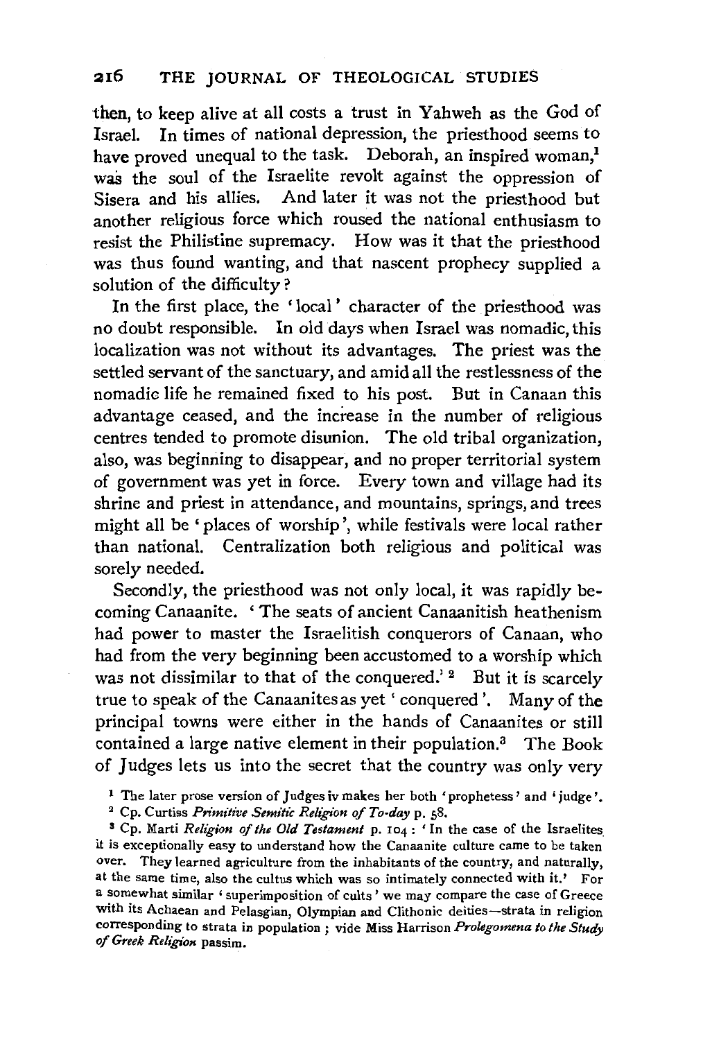then, to keep alive at all costs a trust in Yahweh as the God of Israel. In times of national depression, the priesthood seems to have proved unequal to the task. Deborah, an inspired woman,[1] was the soul of the Israelite revolt against the oppression of Sisera and his allies. And later it was not the priesthood but another religious force which roused the national enthusiasm to resist the Philistine supremacy. How was it that the priesthood was thus found wanting, and that nascent prophecy supplied a solution of the difficulty?

In the first place, the 'local' character of the priesthood was no doubt responsible. In old days when Israel was nomadic, this localization was not without its advantages. The priest was the settled servant of the sanctuary, and amid all the restlessness of the nomadic life he remained fixed to his post. But in Canaan this advantage ceased, and the increase in the number of religious centres tended to promote disunion. The old tribal organization, also, was beginning to disappear, and no proper territorial system of government was yet in force. Every town and village had its shrine and priest in attendance, and mountains, springs, and trees might all be 'places of worship', while festivals were local rather than national. Centralization both religious and political was sorely needed.

Secondly, the priesthood was not only local, it was rapidly becoming Canaanite. 'The seats of ancient Canaanitish heathenism had power to master the Israelitish conquerors of Canaan, who had from the very beginning been accustomed to a worship which was not dissimilar to that of the conquered.'[2] But it is scarcely true to speak of the Canaanites as yet 'conquered'. Many of the principal towns were either in the hands of Canaanites or still contained a large native element in their population.[3] The Book of Judges lets us into the secret that the country was only very

[1] The later prose version of Judges iv makes her both 'prophetess' and 'judge'.

[2] Cp. Curtiss *Primitive Semitic Religion of To-day* p. 58.

[3] Cp. Marti *Religion of the Old Testament* p. 104: 'In the case of the Israelites it is exceptionally easy to understand how the Canaanite culture came to be taken over. They learned agriculture from the inhabitants of the country, and naturally, at the same time, also the cultus which was so intimately connected with it.' For a somewhat similar 'superimposition of cults' we may compare the case of Greece with its Achaean and Pelasgian, Olympian and Clithonic deities—strata in religion corresponding to strata in population; vide Miss Harrison *Prolegomena to the Study of Greek Religion* passim.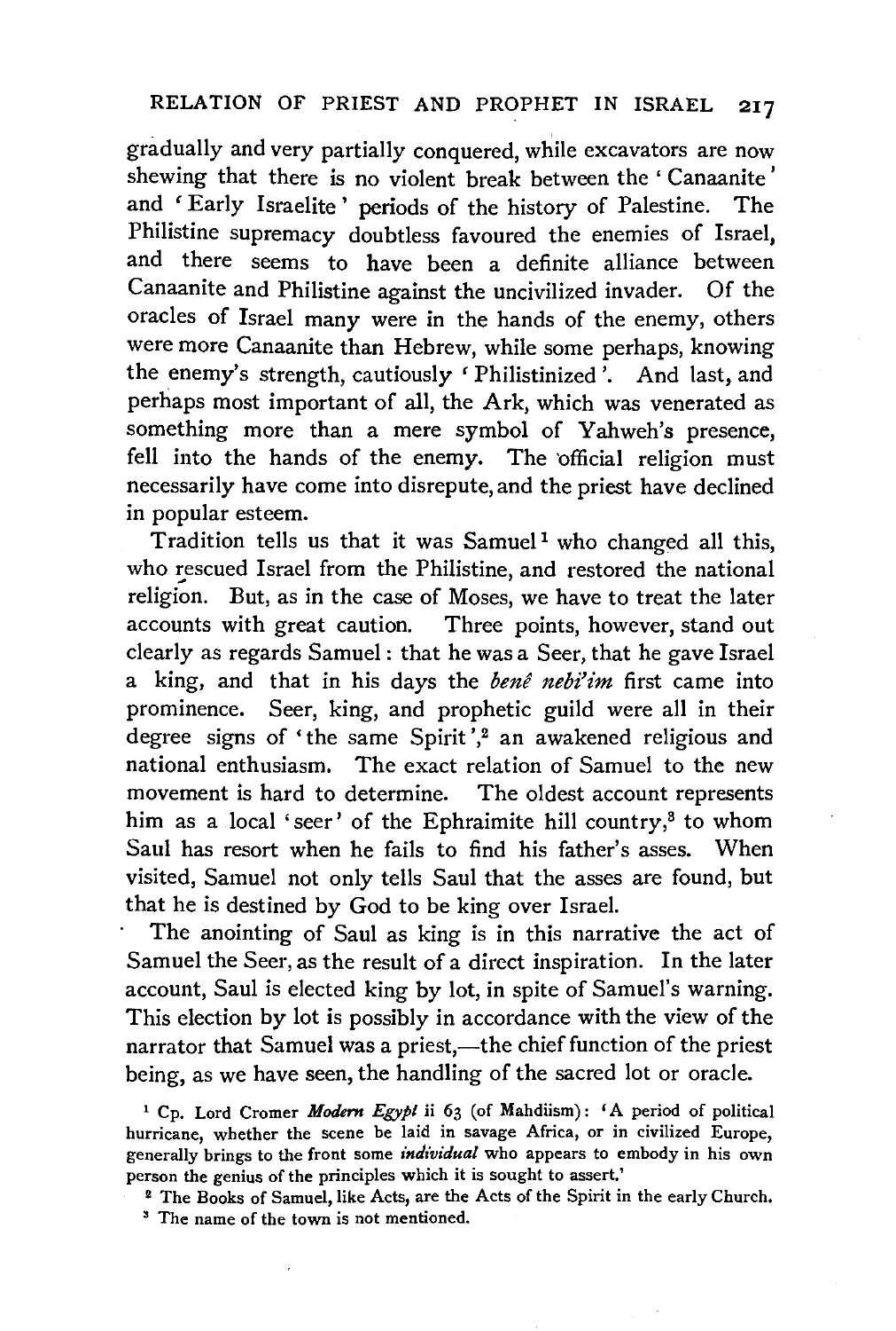gradually and very partially conquered, while excavators are now shewing that there is no violent break between the 'Canaanite' and 'Early Israelite' periods of the history of Palestine. The Philistine supremacy doubtless favoured the enemies of Israel, and there seems to have been a definite alliance between Canaanite and Philistine against the uncivilized invader. Of the oracles of Israel many were in the hands of the enemy, others were more Canaanite than Hebrew, while some perhaps, knowing the enemy's strength, cautiously 'Philistinized'. And last, and perhaps most important of all, the Ark, which was venerated as something more than a mere symbol of Yahweh's presence, fell into the hands of the enemy. The official religion must necessarily have come into disrepute, and the priest have declined in popular esteem.

Tradition tells us that it was Samuel[1] who changed all this, who rescued Israel from the Philistine, and restored the national religion. But, as in the case of Moses, we have to treat the later accounts with great caution. Three points, however, stand out clearly as regards Samuel: that he was a Seer, that he gave Israel a king, and that in his days the *benê nebi'im* first came into prominence. Seer, king, and prophetic guild were all in their degree signs of 'the same Spirit',[2] an awakened religious and national enthusiasm. The exact relation of Samuel to the new movement is hard to determine. The oldest account represents him as a local 'seer' of the Ephraimite hill country,[3] to whom Saul has resort when he fails to find his father's asses. When visited, Samuel not only tells Saul that the asses are found, but that he is destined by God to be king over Israel.

The anointing of Saul as king is in this narrative the act of Samuel the Seer, as the result of a direct inspiration. In the later account, Saul is elected king by lot, in spite of Samuel's warning. This election by lot is possibly in accordance with the view of the narrator that Samuel was a priest,—the chief function of the priest being, as we have seen, the handling of the sacred lot or oracle.

[1] Cp. Lord Cromer *Modern Egypt* ii 63 (of Mahdiism): 'A period of political hurricane, whether the scene be laid in savage Africa, or in civilized Europe, generally brings to the front some *individual* who appears to embody in his own person the genius of the principles which it is sought to assert.'

[2] The Books of Samuel, like Acts, are the Acts of the Spirit in the early Church.

[3] The name of the town is not mentioned.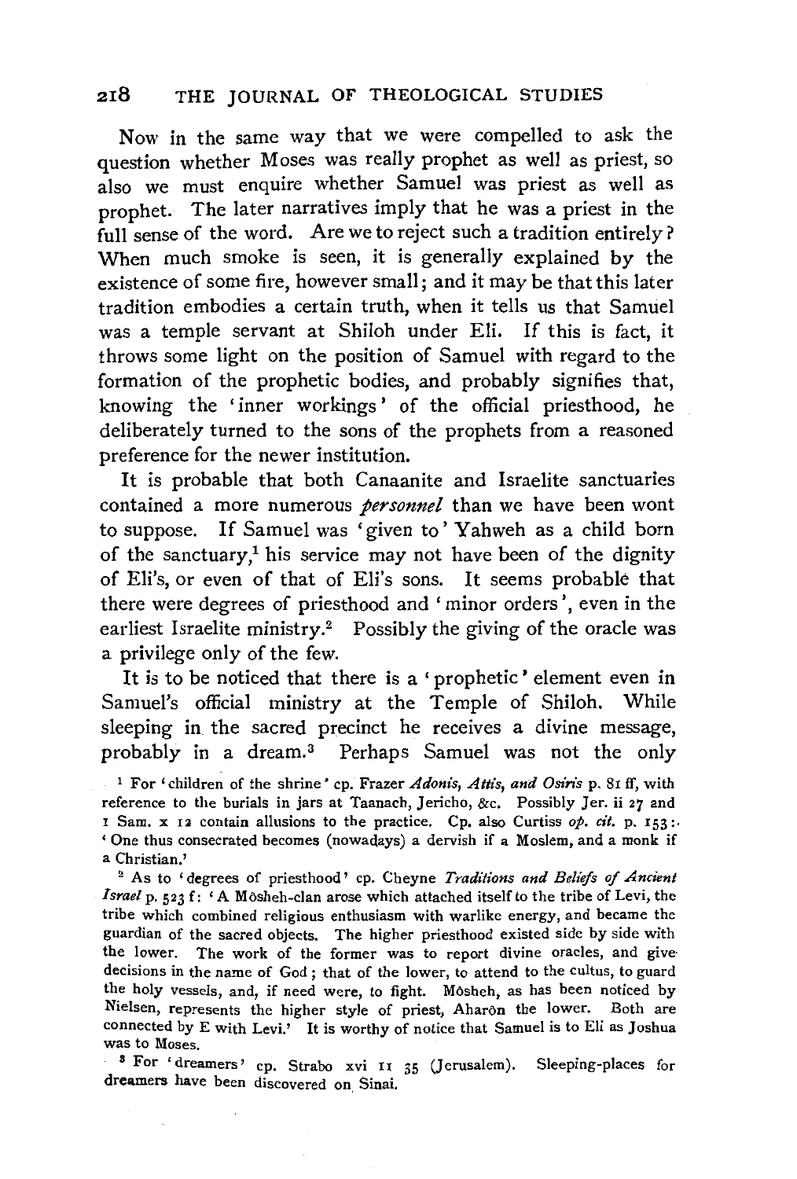Now in the same way that we were compelled to ask the question whether Moses was really prophet as well as priest, so also we must enquire whether Samuel was priest as well as prophet. The later narratives imply that he was a priest in the full sense of the word. Are we to reject such a tradition entirely? When much smoke is seen, it is generally explained by the existence of some fire, however small; and it may be that this later tradition embodies a certain truth, when it tells us that Samuel was a temple servant at Shiloh under Eli. If this is fact, it throws some light on the position of Samuel with regard to the formation of the prophetic bodies, and probably signifies that, knowing the 'inner workings' of the official priesthood, he deliberately turned to the sons of the prophets from a reasoned preference for the newer institution.

It is probable that both Canaanite and Israelite sanctuaries contained a more numerous *personnel* than we have been wont to suppose. If Samuel was 'given to' Yahweh as a child born of the sanctuary,[1] his service may not have been of the dignity of Eli's, or even of that of Eli's sons. It seems probable that there were degrees of priesthood and 'minor orders', even in the earliest Israelite ministry.[2] Possibly the giving of the oracle was a privilege only of the few.

It is to be noticed that there is a 'prophetic' element even in Samuel's official ministry at the Temple of Shiloh. While sleeping in the sacred precinct he receives a divine message, probably in a dream.[3] Perhaps Samuel was not the only

[1] For 'children of the shrine' cp. Frazer *Adonis, Attis, and Osiris* p. 81 ff, with reference to the burials in jars at Taanach, Jericho, &c. Possibly Jer. ii 27 and 1 Sam. x 12 contain allusions to the practice. Cp. also Curtiss *op. cit.* p. 153: 'One thus consecrated becomes (nowadays) a dervish if a Moslem, and a monk if a Christian.'

[2] As to 'degrees of priesthood' cp. Cheyne *Traditions and Beliefs of Ancient Israel* p. 523 f: 'A Môsheh-clan arose which attached itself to the tribe of Levi, the tribe which combined religious enthusiasm with warlike energy, and became the guardian of the sacred objects. The higher priesthood existed side by side with the lower. The work of the former was to report divine oracles, and give decisions in the name of God; that of the lower, to attend to the cultus, to guard the holy vessels, and, if need were, to fight. Môsheh, as has been noticed by Nielsen, represents the higher style of priest, Aharôn the lower. Both are connected by E with Levi.' It is worthy of notice that Samuel is to Eli as Joshua was to Moses.

[3] For 'dreamers' cp. Strabo xvi II 35 (Jerusalem). Sleeping-places for dreamers have been discovered on Sinai.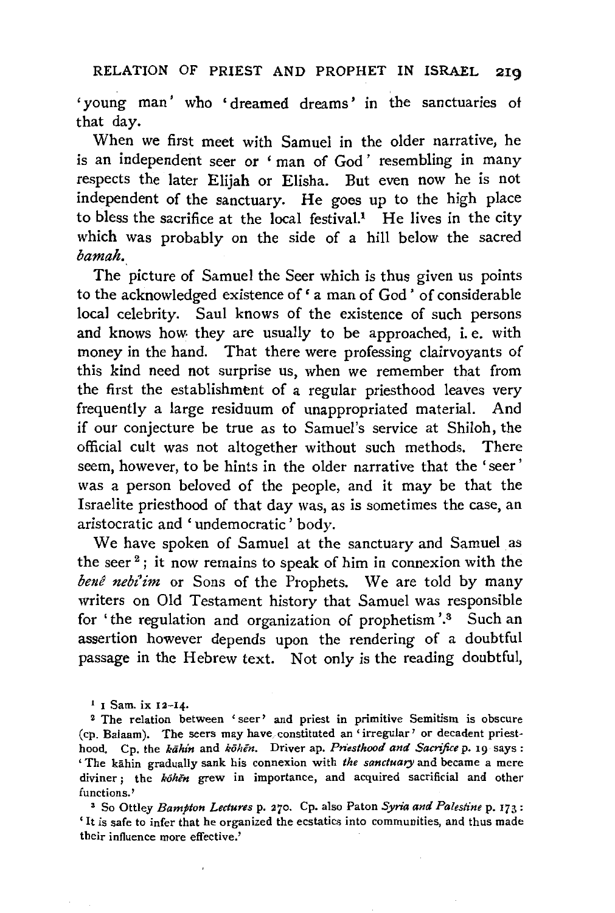'young man' who 'dreamed dreams' in the sanctuaries of that day.

When we first meet with Samuel in the older narrative, he is an independent seer or 'man of God' resembling in many respects the later Elijah or Elisha. But even now he is not independent of the sanctuary. He goes up to the high place to bless the sacrifice at the local festival.[1] He lives in the city which was probably on the side of a hill below the sacred *bamah*.

The picture of Samuel the Seer which is thus given us points to the acknowledged existence of 'a man of God' of considerable local celebrity. Saul knows of the existence of such persons and knows how they are usually to be approached, i. e. with money in the hand. That there were professing clairvoyants of this kind need not surprise us, when we remember that from the first the establishment of a regular priesthood leaves very frequently a large residuum of unappropriated material. And if our conjecture be true as to Samuel's service at Shiloh, the official cult was not altogether without such methods. There seem, however, to be hints in the older narrative that the 'seer' was a person beloved of the people, and it may be that the Israelite priesthood of that day was, as is sometimes the case, an aristocratic and 'undemocratic' body.

We have spoken of Samuel at the sanctuary and Samuel as the seer[2]; it now remains to speak of him in connexion with the *benê nebi'im* or Sons of the Prophets. We are told by many writers on Old Testament history that Samuel was responsible for 'the regulation and organization of prophetism'.[3] Such an assertion however depends upon the rendering of a doubtful passage in the Hebrew text. Not only is the reading doubtful,

[1] 1 Sam. ix 12–14.

[2] The relation between 'seer' and priest in primitive Semitism is obscure (cp. Balaam). The seers may have constituted an 'irregular' or decadent priesthood. Cp. the *kāhin* and *kōhēn*. Driver ap. *Priesthood and Sacrifice* p. 19 says: 'The kāhin gradually sank his connexion with *the sanctuary* and became a mere diviner; the *kōhēn* grew in importance, and acquired sacrificial and other functions.'

[3] So Ottley *Bampton Lectures* p. 270. Cp. also Paton *Syria and Palestine* p. 173: 'It is safe to infer that he organized the ecstatics into communities, and thus made their influence more effective.'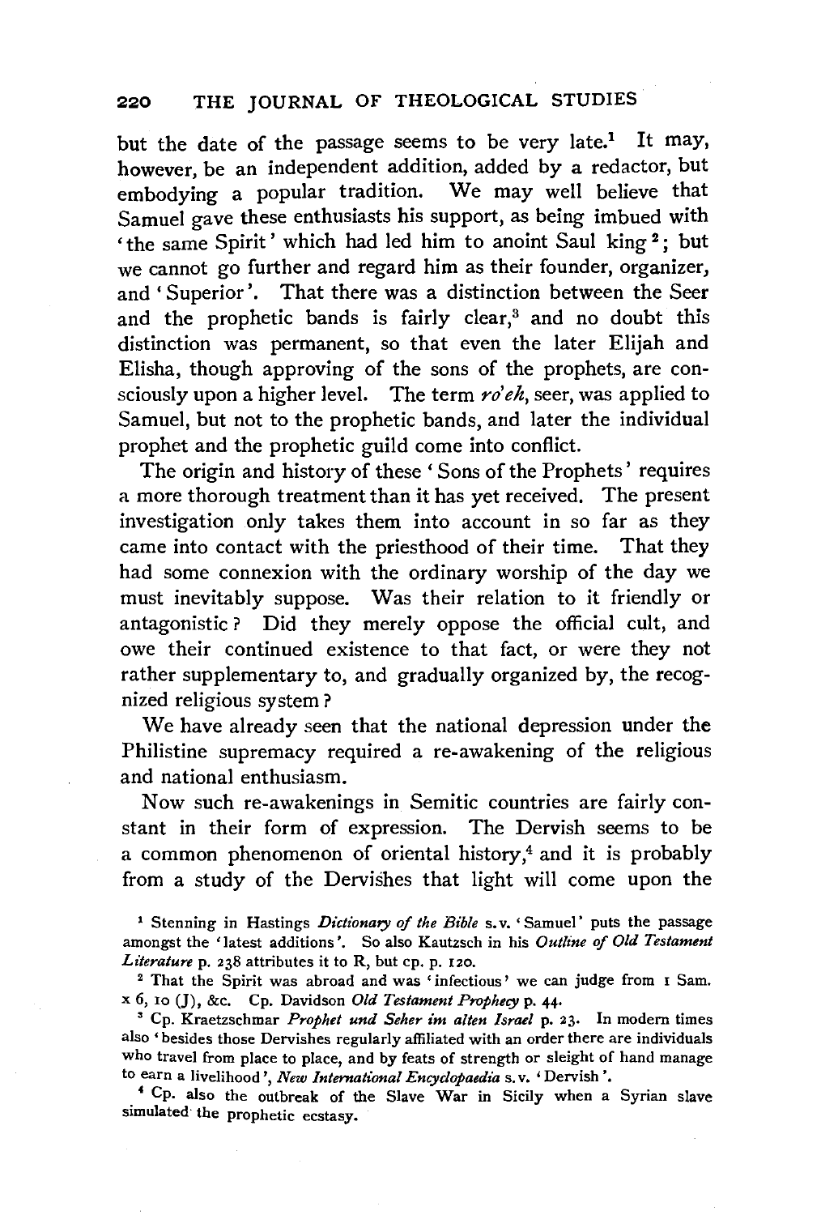but the date of the passage seems to be very late.[1] It may, however, be an independent addition, added by a redactor, but embodying a popular tradition. We may well believe that Samuel gave these enthusiasts his support, as being imbued with 'the same Spirit' which had led him to anoint Saul king[2]; but we cannot go further and regard him as their founder, organizer, and 'Superior'. That there was a distinction between the Seer and the prophetic bands is fairly clear,[3] and no doubt this distinction was permanent, so that even the later Elijah and Elisha, though approving of the sons of the prophets, are consciously upon a higher level. The term *ro'eh*, seer, was applied to Samuel, but not to the prophetic bands, and later the individual prophet and the prophetic guild come into conflict.

The origin and history of these 'Sons of the Prophets' requires a more thorough treatment than it has yet received. The present investigation only takes them into account in so far as they came into contact with the priesthood of their time. That they had some connexion with the ordinary worship of the day we must inevitably suppose. Was their relation to it friendly or antagonistic? Did they merely oppose the official cult, and owe their continued existence to that fact, or were they not rather supplementary to, and gradually organized by, the recognized religious system?

We have already seen that the national depression under the Philistine supremacy required a re-awakening of the religious and national enthusiasm.

Now such re-awakenings in Semitic countries are fairly constant in their form of expression. The Dervish seems to be a common phenomenon of oriental history,[4] and it is probably from a study of the Dervishes that light will come upon the

[1] Stenning in Hastings *Dictionary of the Bible* s.v. 'Samuel' puts the passage amongst the 'latest additions'. So also Kautzsch in his *Outline of Old Testament Literature* p. 238 attributes it to R, but cp. p. 120.

[2] That the Spirit was abroad and was 'infectious' we can judge from 1 Sam. x 6, 10 (J), &c. Cp. Davidson *Old Testament Prophecy* p. 44.

[3] Cp. Kraetzschmar *Prophet und Seher im alten Israel* p. 23. In modern times also 'besides those Dervishes regularly affiliated with an order there are individuals who travel from place to place, and by feats of strength or sleight of hand manage to earn a livelihood', *New International Encyclopaedia* s.v. 'Dervish'.

[4] Cp. also the outbreak of the Slave War in Sicily when a Syrian slave simulated the prophetic ecstasy.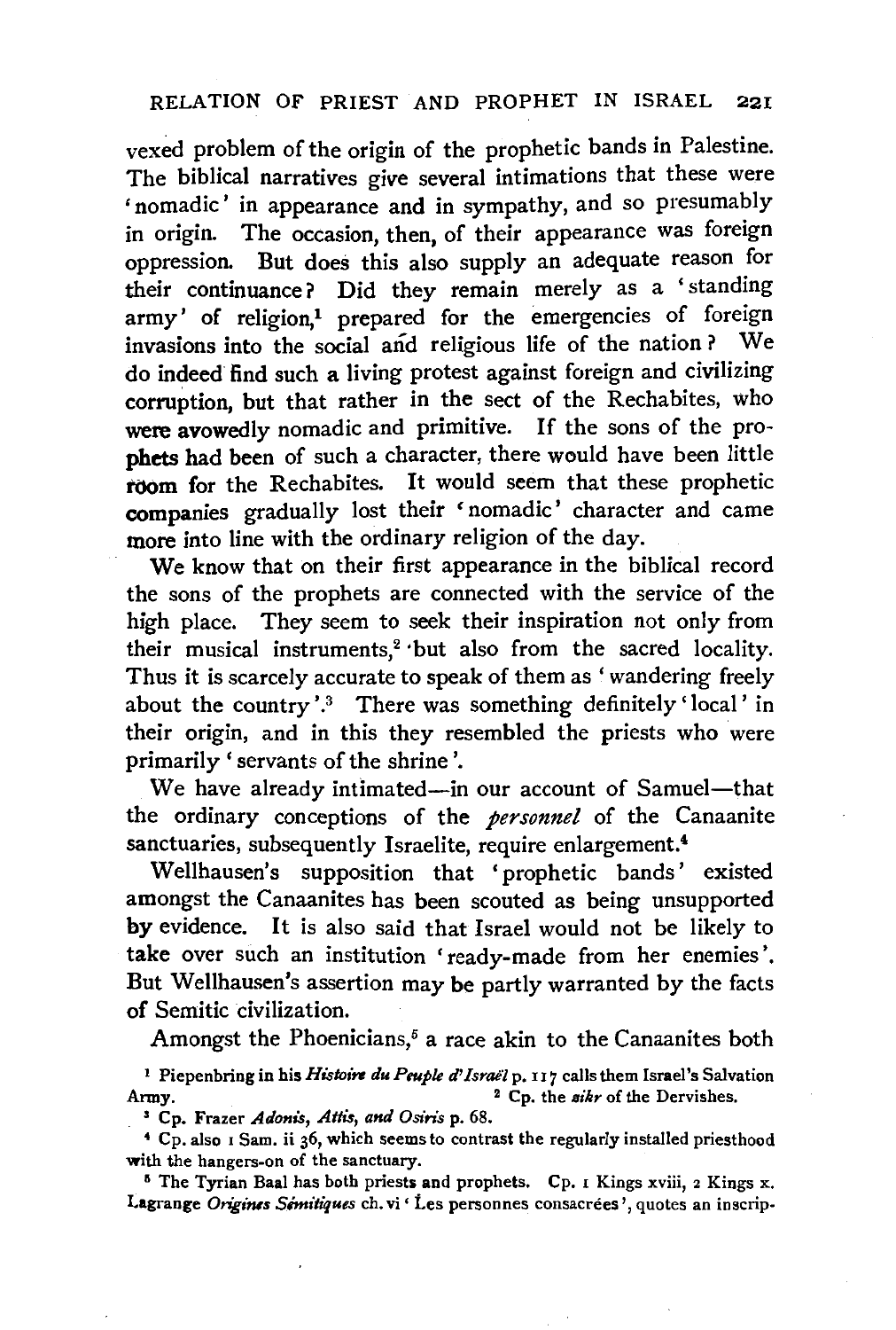vexed problem of the origin of the prophetic bands in Palestine. The biblical narratives give several intimations that these were 'nomadic' in appearance and in sympathy, and so presumably in origin. The occasion, then, of their appearance was foreign oppression. But does this also supply an adequate reason for their continuance? Did they remain merely as a 'standing army' of religion,[1] prepared for the emergencies of foreign invasions into the social and religious life of the nation? We do indeed find such a living protest against foreign and civilizing corruption, but that rather in the sect of the Rechabites, who were avowedly nomadic and primitive. If the sons of the prophets had been of such a character, there would have been little room for the Rechabites. It would seem that these prophetic companies gradually lost their 'nomadic' character and came more into line with the ordinary religion of the day.

We know that on their first appearance in the biblical record the sons of the prophets are connected with the service of the high place. They seem to seek their inspiration not only from their musical instruments,[2] but also from the sacred locality. Thus it is scarcely accurate to speak of them as 'wandering freely about the country'.[3] There was something definitely 'local' in their origin, and in this they resembled the priests who were primarily 'servants of the shrine'.

We have already intimated—in our account of Samuel—that the ordinary conceptions of the *personnel* of the Canaanite sanctuaries, subsequently Israelite, require enlargement.[4]

Wellhausen's supposition that 'prophetic bands' existed amongst the Canaanites has been scouted as being unsupported by evidence. It is also said that Israel would not be likely to take over such an institution 'ready-made from her enemies'. But Wellhausen's assertion may be partly warranted by the facts of Semitic civilization.

Amongst the Phoenicians,[5] a race akin to the Canaanites both

[1] Piepenbring in his *Histoire du Peuple d'Israël* p. 117 calls them Israel's Salvation Army.

[2] Cp. the *zikr* of the Dervishes.

[3] Cp. Frazer *Adonis, Attis, and Osiris* p. 68.

[4] Cp. also 1 Sam. ii 36, which seems to contrast the regularly installed priesthood with the hangers-on of the sanctuary.

[5] The Tyrian Baal has both priests and prophets. Cp. 1 Kings xviii, 2 Kings x. Lagrange *Origines Sémitiques* ch. vi 'Les personnes consacrées', quotes an inscrip-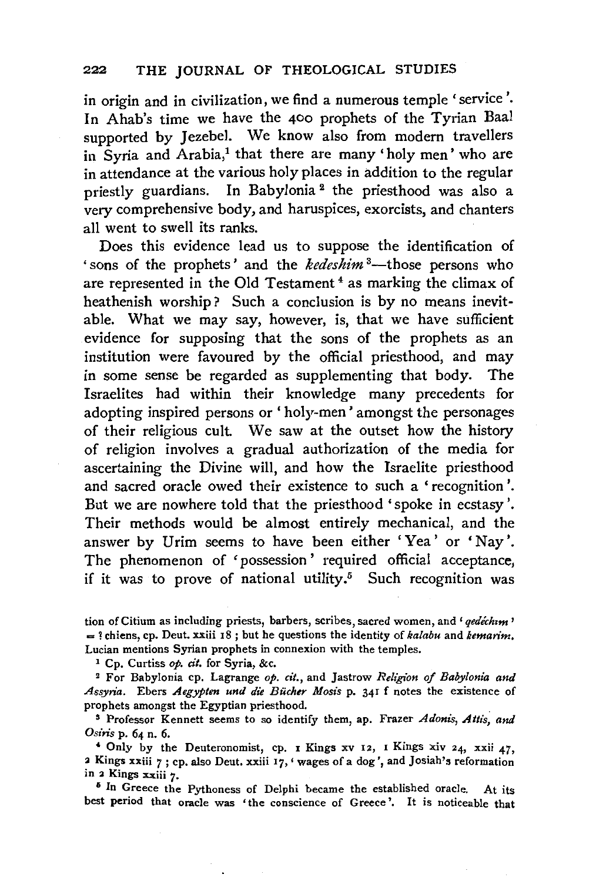in origin and in civilization, we find a numerous temple 'service'. In Ahab's time we have the 400 prophets of the Tyrian Baal supported by Jezebel. We know also from modern travellers in Syria and Arabia,[1] that there are many 'holy men' who are in attendance at the various holy places in addition to the regular priestly guardians. In Babylonia[2] the priesthood was also a very comprehensive body, and haruspices, exorcists, and chanters all went to swell its ranks.

Does this evidence lead us to suppose the identification of 'sons of the prophets' and the *kedeshim*[3]—those persons who are represented in the Old Testament[4] as marking the climax of heathenish worship? Such a conclusion is by no means inevitable. What we may say, however, is, that we have sufficient evidence for supposing that the sons of the prophets as an institution were favoured by the official priesthood, and may in some sense be regarded as supplementing that body. The Israelites had within their knowledge many precedents for adopting inspired persons or 'holy-men' amongst the personages of their religious cult. We saw at the outset how the history of religion involves a gradual authorization of the media for ascertaining the Divine will, and how the Israelite priesthood and sacred oracle owed their existence to such a 'recognition'. But we are nowhere told that the priesthood 'spoke in ecstasy'. Their methods would be almost entirely mechanical, and the answer by Urim seems to have been either 'Yea' or 'Nay'. The phenomenon of 'possession' required official acceptance, if it was to prove of national utility.[5] Such recognition was

tion of Citium as including priests, barbers, scribes, sacred women, and '*qedēchim*' = ? chiens, cp. Deut. xxiii 18; but he questions the identity of *kalabu* and *kemarim*. Lucian mentions Syrian prophets in connexion with the temples.

[1] Cp. Curtiss *op. cit.* for Syria, &c.

[2] For Babylonia cp. Lagrange *op. cit.*, and Jastrow *Religion of Babylonia and Assyria*. Ebers *Aegypten und die Bücher Mosis* p. 341 f notes the existence of prophets amongst the Egyptian priesthood.

[3] Professor Kennett seems to so identify them, ap. Frazer *Adonis, Attis, and Osiris* p. 64 n. 6.

[4] Only by the Deuteronomist, cp. 1 Kings xv 12, 1 Kings xiv 24, xxii 47, 2 Kings xxiii 7; cp. also Deut. xxiii 17, 'wages of a dog', and Josiah's reformation in 2 Kings xxiii 7.

[5] In Greece the Pythoness of Delphi became the established oracle. At its best period that oracle was 'the conscience of Greece'. It is noticeable that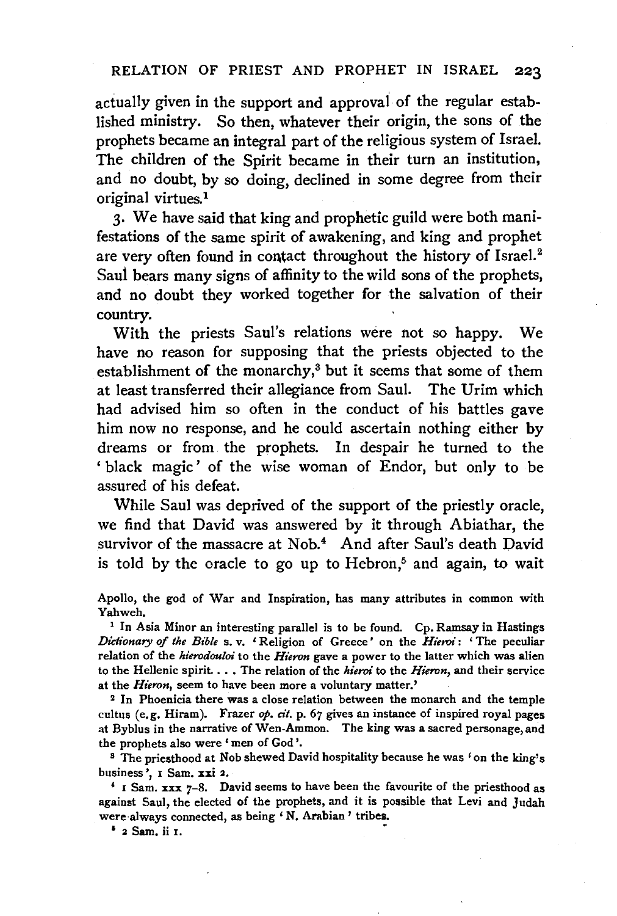actually given in the support and approval of the regular established ministry. So then, whatever their origin, the sons of the prophets became an integral part of the religious system of Israel. The children of the Spirit became in their turn an institution, and no doubt, by so doing, declined in some degree from their original virtues.[1]

3. We have said that king and prophetic guild were both manifestations of the same spirit of awakening, and king and prophet are very often found in contact throughout the history of Israel.[2] Saul bears many signs of affinity to the wild sons of the prophets, and no doubt they worked together for the salvation of their country.

With the priests Saul's relations were not so happy. We have no reason for supposing that the priests objected to the establishment of the monarchy,[3] but it seems that some of them at least transferred their allegiance from Saul. The Urim which had advised him so often in the conduct of his battles gave him now no response, and he could ascertain nothing either by dreams or from the prophets. In despair he turned to the 'black magic' of the wise woman of Endor, but only to be assured of his defeat.

While Saul was deprived of the support of the priestly oracle, we find that David was answered by it through Abiathar, the survivor of the massacre at Nob.[4] And after Saul's death David is told by the oracle to go up to Hebron,[5] and again, to wait

---

Apollo, the god of War and Inspiration, has many attributes in common with Yahweh.

[1] In Asia Minor an interesting parallel is to be found. Cp. Ramsay in Hastings *Dictionary of the Bible* s. v. 'Religion of Greece' on the *Hieroi*: 'The peculiar relation of the *hierodouloi* to the *Hieron* gave a power to the latter which was alien to the Hellenic spirit. . . . The relation of the *hieroi* to the *Hieron*, and their service at the *Hieron*, seem to have been more a voluntary matter.'

[2] In Phoenicia there was a close relation between the monarch and the temple cultus (e.g. Hiram). Frazer *op. cit.* p. 67 gives an instance of inspired royal pages at Byblus in the narrative of Wen-Ammon. The king was a sacred personage, and the prophets also were 'men of God'.

[3] The priesthood at Nob shewed David hospitality because he was 'on the king's business', 1 Sam. xxi 2.

[4] 1 Sam. xxx 7–8. David seems to have been the favourite of the priesthood as against Saul, the elected of the prophets, and it is possible that Levi and Judah were always connected, as being 'N. Arabian' tribes.

[5] 2 Sam. ii 1.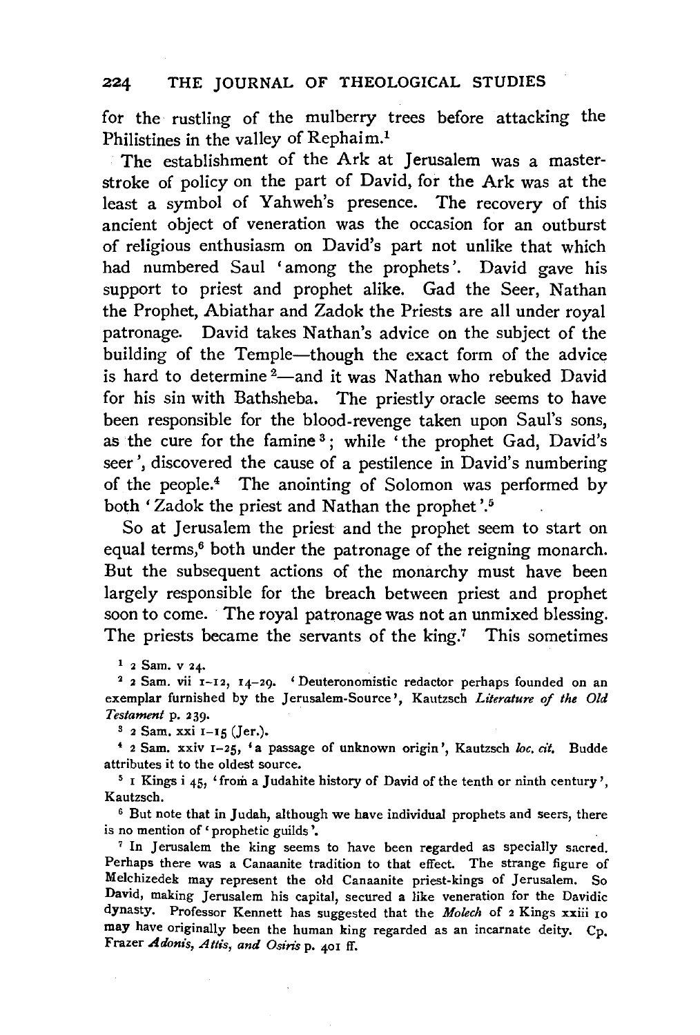for the rustling of the mulberry trees before attacking the Philistines in the valley of Rephaim.[1]

The establishment of the Ark at Jerusalem was a masterstroke of policy on the part of David, for the Ark was at the least a symbol of Yahweh's presence. The recovery of this ancient object of veneration was the occasion for an outburst of religious enthusiasm on David's part not unlike that which had numbered Saul 'among the prophets'. David gave his support to priest and prophet alike. Gad the Seer, Nathan the Prophet, Abiathar and Zadok the Priests are all under royal patronage. David takes Nathan's advice on the subject of the building of the Temple—though the exact form of the advice is hard to determine[2]—and it was Nathan who rebuked David for his sin with Bathsheba. The priestly oracle seems to have been responsible for the blood-revenge taken upon Saul's sons, as the cure for the famine[3]; while 'the prophet Gad, David's seer', discovered the cause of a pestilence in David's numbering of the people.[4] The anointing of Solomon was performed by both 'Zadok the priest and Nathan the prophet'.[5]

So at Jerusalem the priest and the prophet seem to start on equal terms,[6] both under the patronage of the reigning monarch. But the subsequent actions of the monarchy must have been largely responsible for the breach between priest and prophet soon to come. The royal patronage was not an unmixed blessing. The priests became the servants of the king.[7] This sometimes

[1] 2 Sam. v 24.

[2] 2 Sam. vii 1–12, 14–29. 'Deuteronomistic redactor perhaps founded on an exemplar furnished by the Jerusalem-Source', Kautzsch *Literature of the Old Testament* p. 239.

[3] 2 Sam. xxi 1–15 (Jer.).

[4] 2 Sam. xxiv 1–25, 'a passage of unknown origin', Kautzsch *loc. cit.* Budde attributes it to the oldest source.

[5] 1 Kings i 45, 'from a Judahite history of David of the tenth or ninth century', Kautzsch.

[6] But note that in Judah, although we have individual prophets and seers, there is no mention of 'prophetic guilds'.

[7] In Jerusalem the king seems to have been regarded as specially sacred. Perhaps there was a Canaanite tradition to that effect. The strange figure of Melchizedek may represent the old Canaanite priest-kings of Jerusalem. So David, making Jerusalem his capital, secured a like veneration for the Davidic dynasty. Professor Kennett has suggested that the *Molech* of 2 Kings xxiii 10 may have originally been the human king regarded as an incarnate deity. Cp. Frazer *Adonis, Attis, and Osiris* p. 401 ff.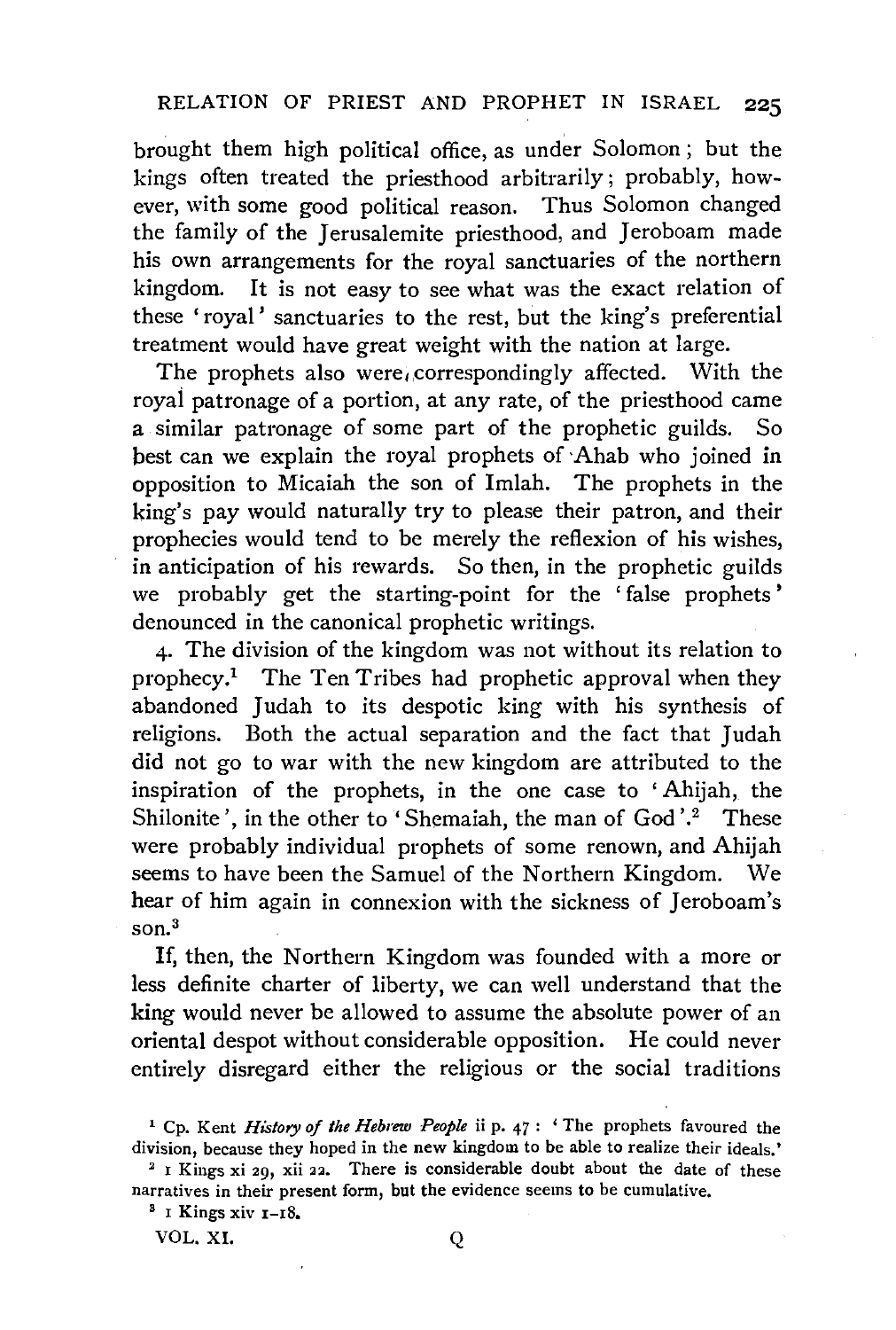brought them high political office, as under Solomon; but the kings often treated the priesthood arbitrarily; probably, however, with some good political reason. Thus Solomon changed the family of the Jerusalemite priesthood, and Jeroboam made his own arrangements for the royal sanctuaries of the northern kingdom. It is not easy to see what was the exact relation of these 'royal' sanctuaries to the rest, but the king's preferential treatment would have great weight with the nation at large.

The prophets also were correspondingly affected. With the royal patronage of a portion, at any rate, of the priesthood came a similar patronage of some part of the prophetic guilds. So best can we explain the royal prophets of Ahab who joined in opposition to Micaiah the son of Imlah. The prophets in the king's pay would naturally try to please their patron, and their prophecies would tend to be merely the reflexion of his wishes, in anticipation of his rewards. So then, in the prophetic guilds we probably get the starting-point for the 'false prophets' denounced in the canonical prophetic writings.

4. The division of the kingdom was not without its relation to prophecy.[1] The Ten Tribes had prophetic approval when they abandoned Judah to its despotic king with his synthesis of religions. Both the actual separation and the fact that Judah did not go to war with the new kingdom are attributed to the inspiration of the prophets, in the one case to 'Ahijah, the Shilonite', in the other to 'Shemaiah, the man of God'.[2] These were probably individual prophets of some renown, and Ahijah seems to have been the Samuel of the Northern Kingdom. We hear of him again in connexion with the sickness of Jeroboam's son.[3]

If, then, the Northern Kingdom was founded with a more or less definite charter of liberty, we can well understand that the king would never be allowed to assume the absolute power of an oriental despot without considerable opposition. He could never entirely disregard either the religious or the social traditions

[1] Cp. Kent *History of the Hebrew People* ii p. 47: 'The prophets favoured the division, because they hoped in the new kingdom to be able to realize their ideals.'

[2] 1 Kings xi 29, xii 22. There is considerable doubt about the date of these narratives in their present form, but the evidence seems to be cumulative.

[3] 1 Kings xiv 1–18.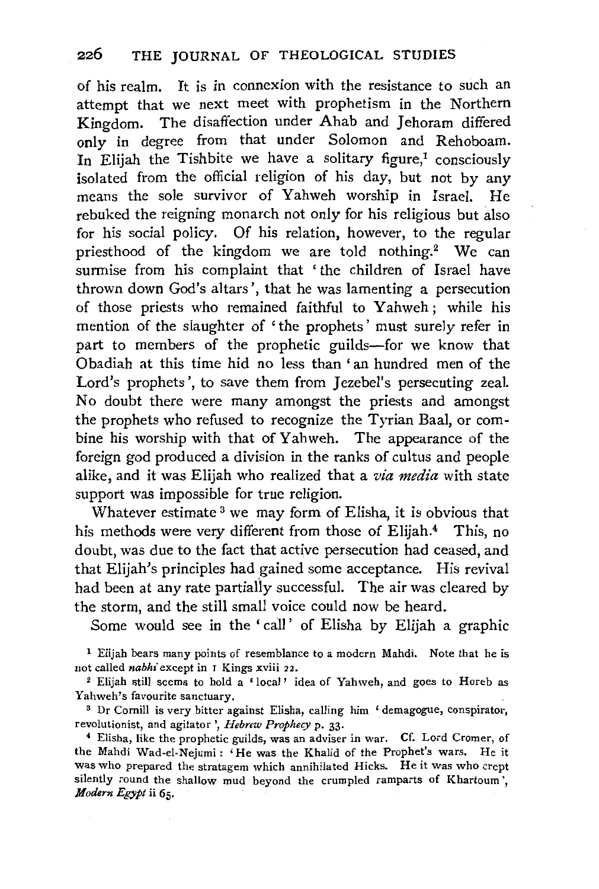of his realm. It is in connexion with the resistance to such an attempt that we next meet with prophetism in the Northern Kingdom. The disaffection under Ahab and Jehoram differed only in degree from that under Solomon and Rehoboam. In Elijah the Tishbite we have a solitary figure,[1] consciously isolated from the official religion of his day, but not by any means the sole survivor of Yahweh worship in Israel. He rebuked the reigning monarch not only for his religious but also for his social policy. Of his relation, however, to the regular priesthood of the kingdom we are told nothing.[2] We can surmise from his complaint that 'the children of Israel have thrown down God's altars', that he was lamenting a persecution of those priests who remained faithful to Yahweh; while his mention of the slaughter of 'the prophets' must surely refer in part to members of the prophetic guilds—for we know that Obadiah at this time hid no less than 'an hundred men of the Lord's prophets', to save them from Jezebel's persecuting zeal. No doubt there were many amongst the priests and amongst the prophets who refused to recognize the Tyrian Baal, or combine his worship with that of Yahweh. The appearance of the foreign god produced a division in the ranks of cultus and people alike, and it was Elijah who realized that a *via media* with state support was impossible for true religion.

Whatever estimate[3] we may form of Elisha, it is obvious that his methods were very different from those of Elijah.[4] This, no doubt, was due to the fact that active persecution had ceased, and that Elijah's principles had gained some acceptance. His revival had been at any rate partially successful. The air was cleared by the storm, and the still small voice could now be heard.

Some would see in the 'call' of Elisha by Elijah a graphic

[1] Elijah bears many points of resemblance to a modern Mahdi. Note that he is not called *nabhi* except in 1 Kings xviii 22.

[2] Elijah still seems to hold a 'local' idea of Yahweh, and goes to Horeb as Yahweh's favourite sanctuary.

[3] Dr Cornill is very bitter against Elisha, calling him 'demagogue, conspirator, revolutionist, and agitator', *Hebrew Prophecy* p. 33.

[4] Elisha, like the prophetic guilds, was an adviser in war. Cf. Lord Cromer, of the Mahdi Wad-el-Nejumi: 'He was the Khalid of the Prophet's wars. He it was who prepared the stratagem which annihilated Hicks. He it was who crept silently round the shallow mud beyond the crumpled ramparts of Khartoum', *Modern Egypt* ii 65.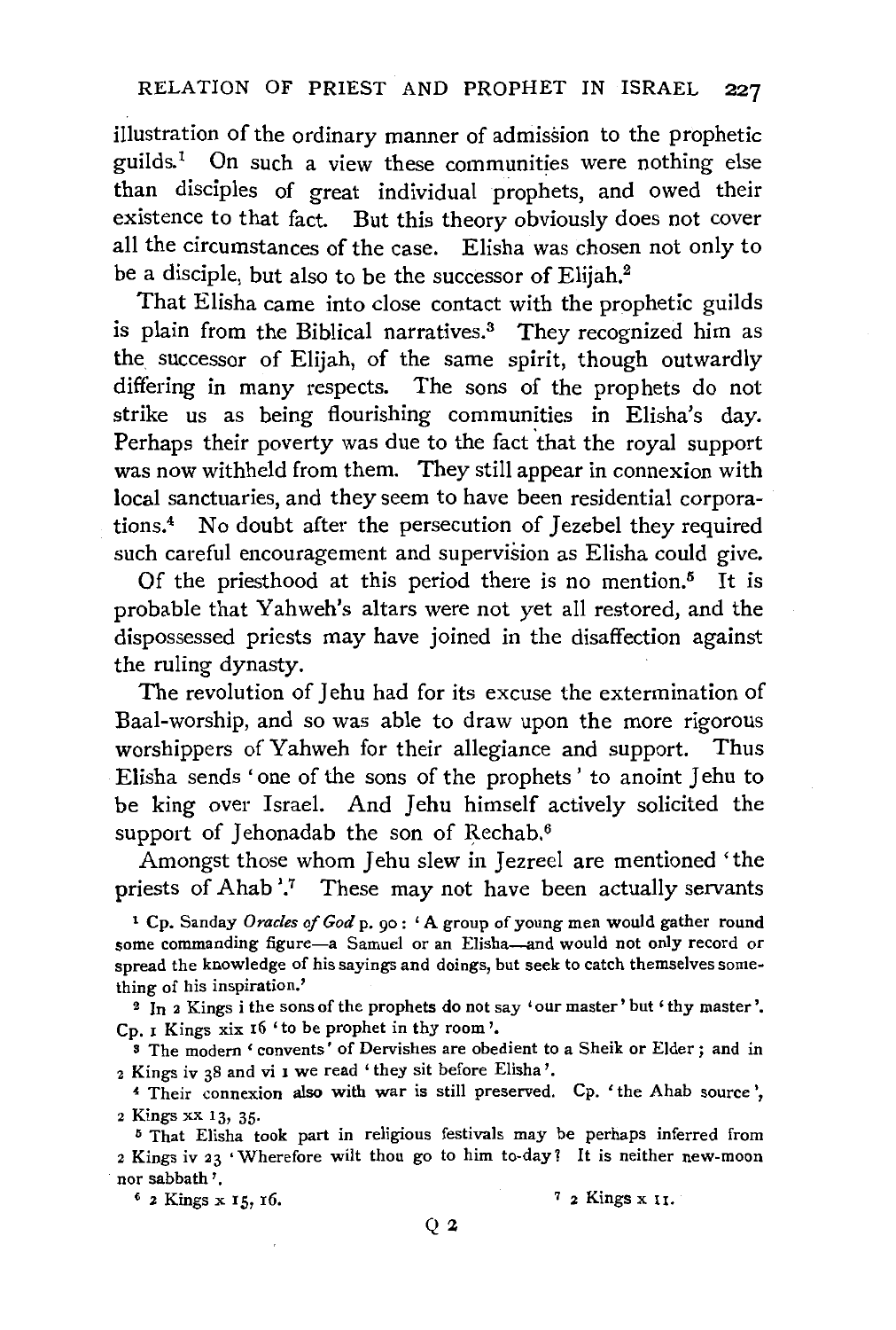illustration of the ordinary manner of admission to the prophetic guilds.[1] On such a view these communities were nothing else than disciples of great individual prophets, and owed their existence to that fact. But this theory obviously does not cover all the circumstances of the case. Elisha was chosen not only to be a disciple, but also to be the successor of Elijah.[2]

That Elisha came into close contact with the prophetic guilds is plain from the Biblical narratives.[3] They recognized him as the successor of Elijah, of the same spirit, though outwardly differing in many respects. The sons of the prophets do not strike us as being flourishing communities in Elisha's day. Perhaps their poverty was due to the fact that the royal support was now withheld from them. They still appear in connexion with local sanctuaries, and they seem to have been residential corporations.[4] No doubt after the persecution of Jezebel they required such careful encouragement and supervision as Elisha could give.

Of the priesthood at this period there is no mention.[5] It is probable that Yahweh's altars were not yet all restored, and the dispossessed priests may have joined in the disaffection against the ruling dynasty.

The revolution of Jehu had for its excuse the extermination of Baal-worship, and so was able to draw upon the more rigorous worshippers of Yahweh for their allegiance and support. Thus Elisha sends 'one of the sons of the prophets' to anoint Jehu to be king over Israel. And Jehu himself actively solicited the support of Jehonadab the son of Rechab.[6]

Amongst those whom Jehu slew in Jezreel are mentioned 'the priests of Ahab'.[7] These may not have been actually servants

[1] Cp. Sanday *Oracles of God* p. 90: 'A group of young men would gather round some commanding figure—a Samuel or an Elisha—and would not only record or spread the knowledge of his sayings and doings, but seek to catch themselves something of his inspiration.'

[2] In 2 Kings i the sons of the prophets do not say 'our master' but 'thy master'. Cp. 1 Kings xix 16 'to be prophet in thy room'.

[3] The modern 'convents' of Dervishes are obedient to a Sheik or Elder; and in 2 Kings iv 38 and vi 1 we read 'they sit before Elisha'.

[4] Their connexion also with war is still preserved. Cp. 'the Ahab source', 2 Kings xx 13, 35.

[5] That Elisha took part in religious festivals may be perhaps inferred from 2 Kings iv 23 'Wherefore wilt thou go to him to-day? It is neither new-moon nor sabbath'.

[6] 2 Kings x 15, 16.

[7] 2 Kings x 11.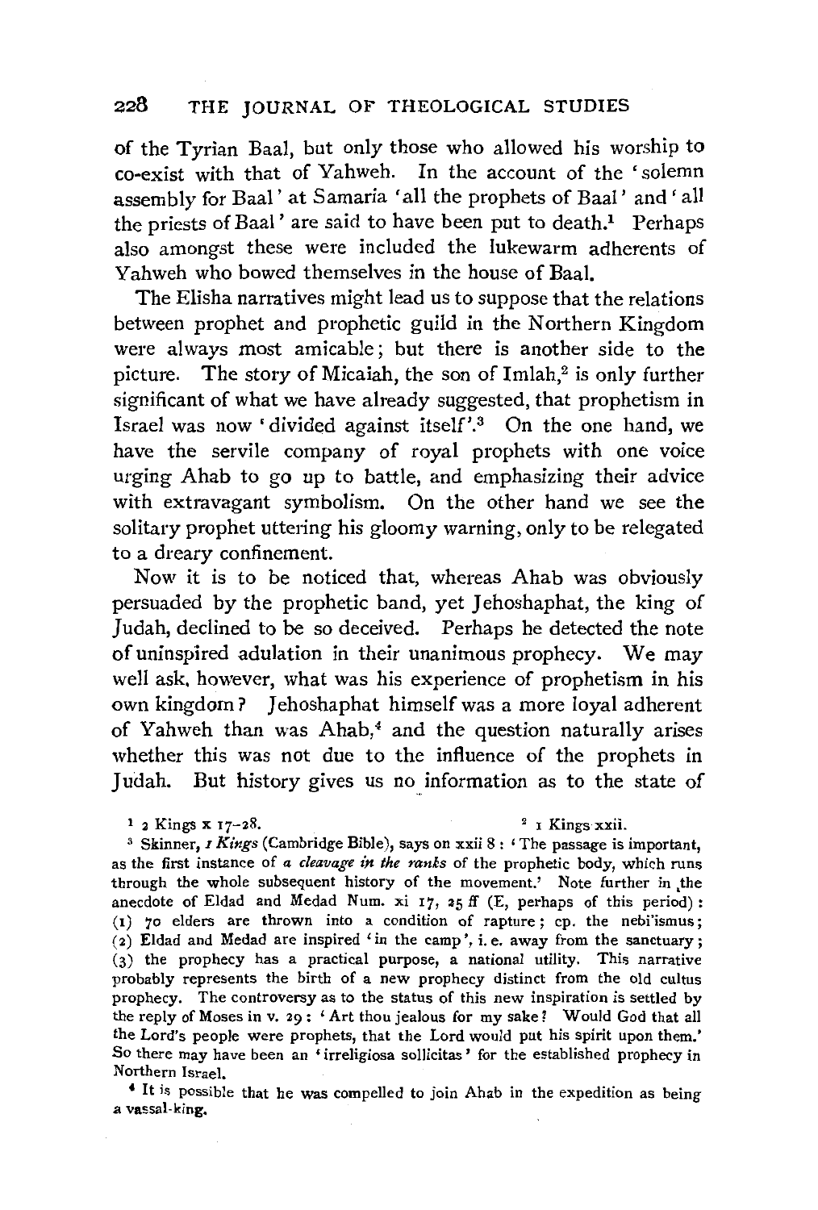of the Tyrian Baal, but only those who allowed his worship to co-exist with that of Yahweh. In the account of the 'solemn assembly for Baal' at Samaria 'all the prophets of Baal' and 'all the priests of Baal' are said to have been put to death.[1] Perhaps also amongst these were included the lukewarm adherents of Yahweh who bowed themselves in the house of Baal.

The Elisha narratives might lead us to suppose that the relations between prophet and prophetic guild in the Northern Kingdom were always most amicable; but there is another side to the picture. The story of Micaiah, the son of Imlah,[2] is only further significant of what we have already suggested, that prophetism in Israel was now 'divided against itself'.[3] On the one hand, we have the servile company of royal prophets with one voice urging Ahab to go up to battle, and emphasizing their advice with extravagant symbolism. On the other hand we see the solitary prophet uttering his gloomy warning, only to be relegated to a dreary confinement.

Now it is to be noticed that, whereas Ahab was obviously persuaded by the prophetic band, yet Jehoshaphat, the king of Judah, declined to be so deceived. Perhaps he detected the note of uninspired adulation in their unanimous prophecy. We may well ask, however, what was his experience of prophetism in his own kingdom? Jehoshaphat himself was a more loyal adherent of Yahweh than was Ahab,[4] and the question naturally arises whether this was not due to the influence of the prophets in Judah. But history gives us no information as to the state of

---

[1] 2 Kings x 17–28.

[2] 1 Kings xxii.

[3] Skinner, *1 Kings* (Cambridge Bible), says on xxii 8 : 'The passage is important, as the first instance of *a cleavage in the ranks* of the prophetic body, which runs through the whole subsequent history of the movement.' Note further in the anecdote of Eldad and Medad Num. xi 17, 25 ff (E, perhaps of this period): (1) 70 elders are thrown into a condition of rapture; cp. the nebi'ismus; (2) Eldad and Medad are inspired 'in the camp', i. e. away from the sanctuary; (3) the prophecy has a practical purpose, a national utility. This narrative probably represents the birth of a new prophecy distinct from the old cultus prophecy. The controversy as to the status of this new inspiration is settled by the reply of Moses in v. 29 : 'Art thou jealous for my sake? Would God that all the Lord's people were prophets, that the Lord would put his spirit upon them.' So there may have been an 'irreligiosa sollicitas' for the established prophecy in Northern Israel.

[4] It is possible that he was compelled to join Ahab in the expedition as being a vassal-king.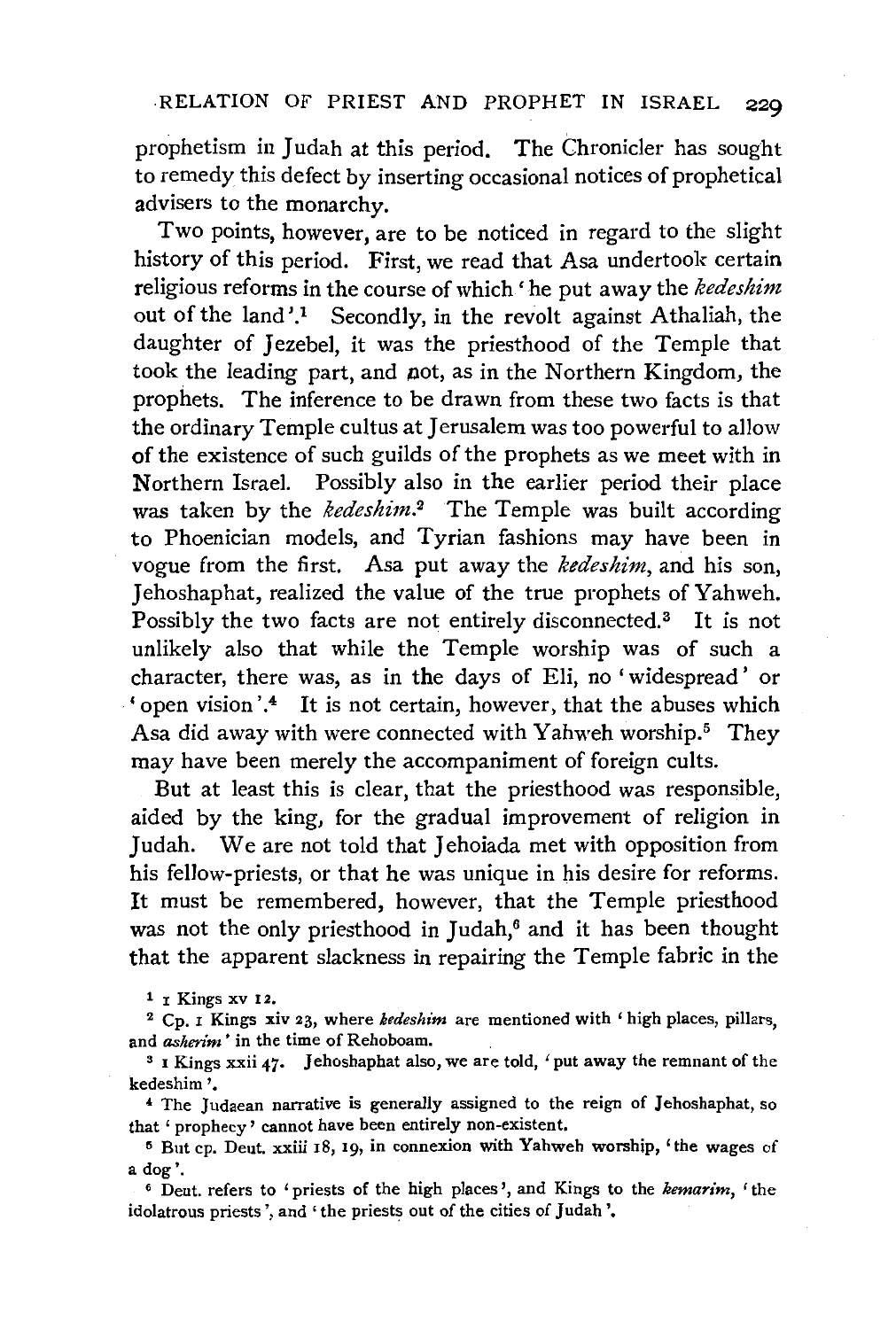prophetism in Judah at this period. The Chronicler has sought to remedy this defect by inserting occasional notices of prophetical advisers to the monarchy.

Two points, however, are to be noticed in regard to the slight history of this period. First, we read that Asa undertook certain religious reforms in the course of which 'he put away the *kedeshim* out of the land'.[1] Secondly, in the revolt against Athaliah, the daughter of Jezebel, it was the priesthood of the Temple that took the leading part, and not, as in the Northern Kingdom, the prophets. The inference to be drawn from these two facts is that the ordinary Temple cultus at Jerusalem was too powerful to allow of the existence of such guilds of the prophets as we meet with in Northern Israel. Possibly also in the earlier period their place was taken by the *kedeshim*.[2] The Temple was built according to Phoenician models, and Tyrian fashions may have been in vogue from the first. Asa put away the *kedeshim*, and his son, Jehoshaphat, realized the value of the true prophets of Yahweh. Possibly the two facts are not entirely disconnected.[3] It is not unlikely also that while the Temple worship was of such a character, there was, as in the days of Eli, no 'widespread' or 'open vision'.[4] It is not certain, however, that the abuses which Asa did away with were connected with Yahweh worship.[5] They may have been merely the accompaniment of foreign cults.

But at least this is clear, that the priesthood was responsible, aided by the king, for the gradual improvement of religion in Judah. We are not told that Jehoiada met with opposition from his fellow-priests, or that he was unique in his desire for reforms. It must be remembered, however, that the Temple priesthood was not the only priesthood in Judah,[6] and it has been thought that the apparent slackness in repairing the Temple fabric in the

[1] 1 Kings xv 12.

[2] Cp. 1 Kings xiv 23, where *kedeshim* are mentioned with 'high places, pillars, and *asherim*' in the time of Rehoboam.

[3] 1 Kings xxii 47. Jehoshaphat also, we are told, 'put away the remnant of the kedeshim'.

[4] The Judaean narrative is generally assigned to the reign of Jehoshaphat, so that 'prophecy' cannot have been entirely non-existent.

[5] But cp. Deut. xxiii 18, 19, in connexion with Yahweh worship, 'the wages of a dog'.

[6] Deut. refers to 'priests of the high places', and Kings to the *kemarim*, 'the idolatrous priests', and 'the priests out of the cities of Judah'.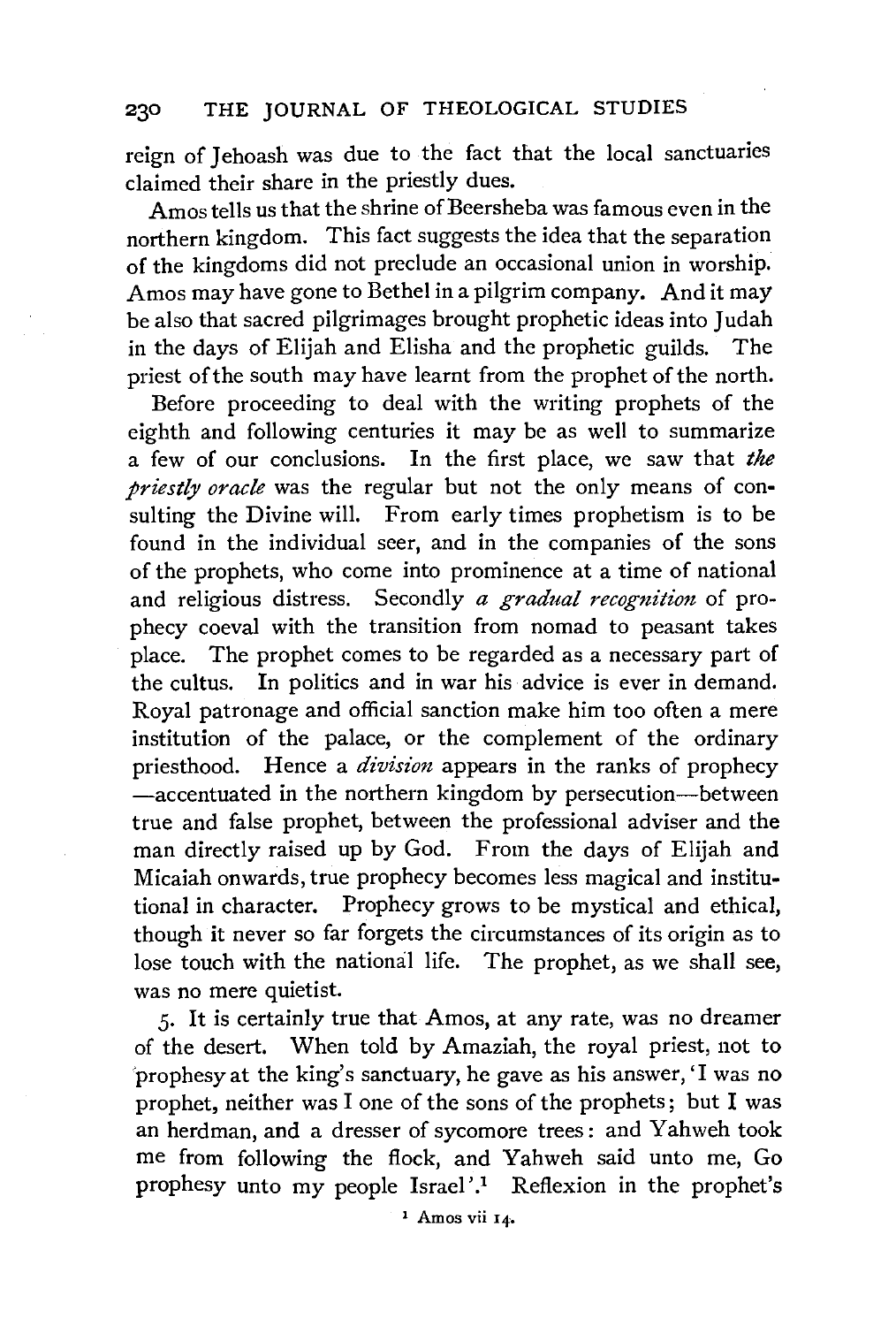reign of Jehoash was due to the fact that the local sanctuaries claimed their share in the priestly dues.

Amos tells us that the shrine of Beersheba was famous even in the northern kingdom. This fact suggests the idea that the separation of the kingdoms did not preclude an occasional union in worship. Amos may have gone to Bethel in a pilgrim company. And it may be also that sacred pilgrimages brought prophetic ideas into Judah in the days of Elijah and Elisha and the prophetic guilds. The priest of the south may have learnt from the prophet of the north.

Before proceeding to deal with the writing prophets of the eighth and following centuries it may be as well to summarize a few of our conclusions. In the first place, we saw that *the priestly oracle* was the regular but not the only means of consulting the Divine will. From early times prophetism is to be found in the individual seer, and in the companies of the sons of the prophets, who come into prominence at a time of national and religious distress. Secondly *a gradual recognition* of prophecy coeval with the transition from nomad to peasant takes place. The prophet comes to be regarded as a necessary part of the cultus. In politics and in war his advice is ever in demand. Royal patronage and official sanction make him too often a mere institution of the palace, or the complement of the ordinary priesthood. Hence a *division* appears in the ranks of prophecy —accentuated in the northern kingdom by persecution—between true and false prophet, between the professional adviser and the man directly raised up by God. From the days of Elijah and Micaiah onwards, true prophecy becomes less magical and institutional in character. Prophecy grows to be mystical and ethical, though it never so far forgets the circumstances of its origin as to lose touch with the national life. The prophet, as we shall see, was no mere quietist.

5. It is certainly true that Amos, at any rate, was no dreamer of the desert. When told by Amaziah, the royal priest, not to prophesy at the king's sanctuary, he gave as his answer, 'I was no prophet, neither was I one of the sons of the prophets; but I was an herdman, and a dresser of sycomore trees: and Yahweh took me from following the flock, and Yahweh said unto me, Go prophesy unto my people Israel'.[1] Reflexion in the prophet's

[1] Amos vii 14.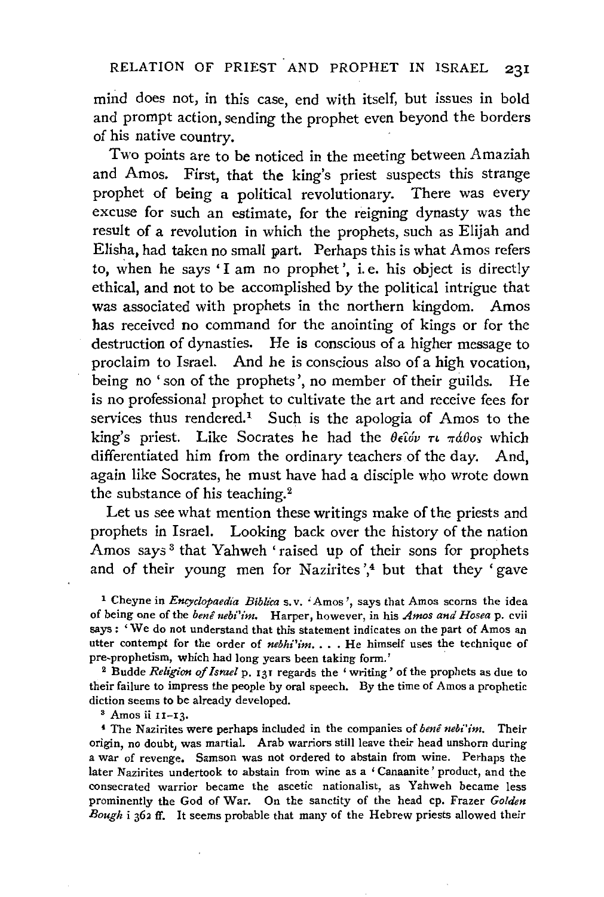mind does not, in this case, end with itself, but issues in bold and prompt action, sending the prophet even beyond the borders of his native country.

Two points are to be noticed in the meeting between Amaziah and Amos. First, that the king's priest suspects this strange prophet of being a political revolutionary. There was every excuse for such an estimate, for the reigning dynasty was the result of a revolution in which the prophets, such as Elijah and Elisha, had taken no small part. Perhaps this is what Amos refers to, when he says 'I am no prophet', i. e. his object is directly ethical, and not to be accomplished by the political intrigue that was associated with prophets in the northern kingdom. Amos has received no command for the anointing of kings or for the destruction of dynasties. He is conscious of a higher message to proclaim to Israel. And he is conscious also of a high vocation, being no 'son of the prophets', no member of their guilds. He is no professional prophet to cultivate the art and receive fees for services thus rendered.[1] Such is the apologia of Amos to the king's priest. Like Socrates he had the θεῖόν τι πάθος which differentiated him from the ordinary teachers of the day. And, again like Socrates, he must have had a disciple who wrote down the substance of his teaching.[2]

Let us see what mention these writings make of the priests and prophets in Israel. Looking back over the history of the nation Amos says[3] that Yahweh 'raised up of their sons for prophets and of their young men for Nazirites',[4] but that they 'gave

[1] Cheyne in *Encyclopaedia Biblica* s.v. 'Amos', says that Amos scorns the idea of being one of the *benê nebi'im*. Harper, however, in his *Amos and Hosea* p. cvii says: 'We do not understand that this statement indicates on the part of Amos an utter contempt for the order of *nebhi'im*. . . . He himself uses the technique of pre-prophetism, which had long years been taking form.'

[2] Budde *Religion of Israel* p. 131 regards the 'writing' of the prophets as due to their failure to impress the people by oral speech. By the time of Amos a prophetic diction seems to be already developed.

[3] Amos ii 11–13.

[4] The Nazirites were perhaps included in the companies of *benê nebi'im*. Their origin, no doubt, was martial. Arab warriors still leave their head unshorn during a war of revenge. Samson was not ordered to abstain from wine. Perhaps the later Nazirites undertook to abstain from wine as a 'Canaanite' product, and the consecrated warrior became the ascetic nationalist, as Yahweh became less prominently the God of War. On the sanctity of the head cp. Frazer *Golden Bough* i 362 ff. It seems probable that many of the Hebrew priests allowed their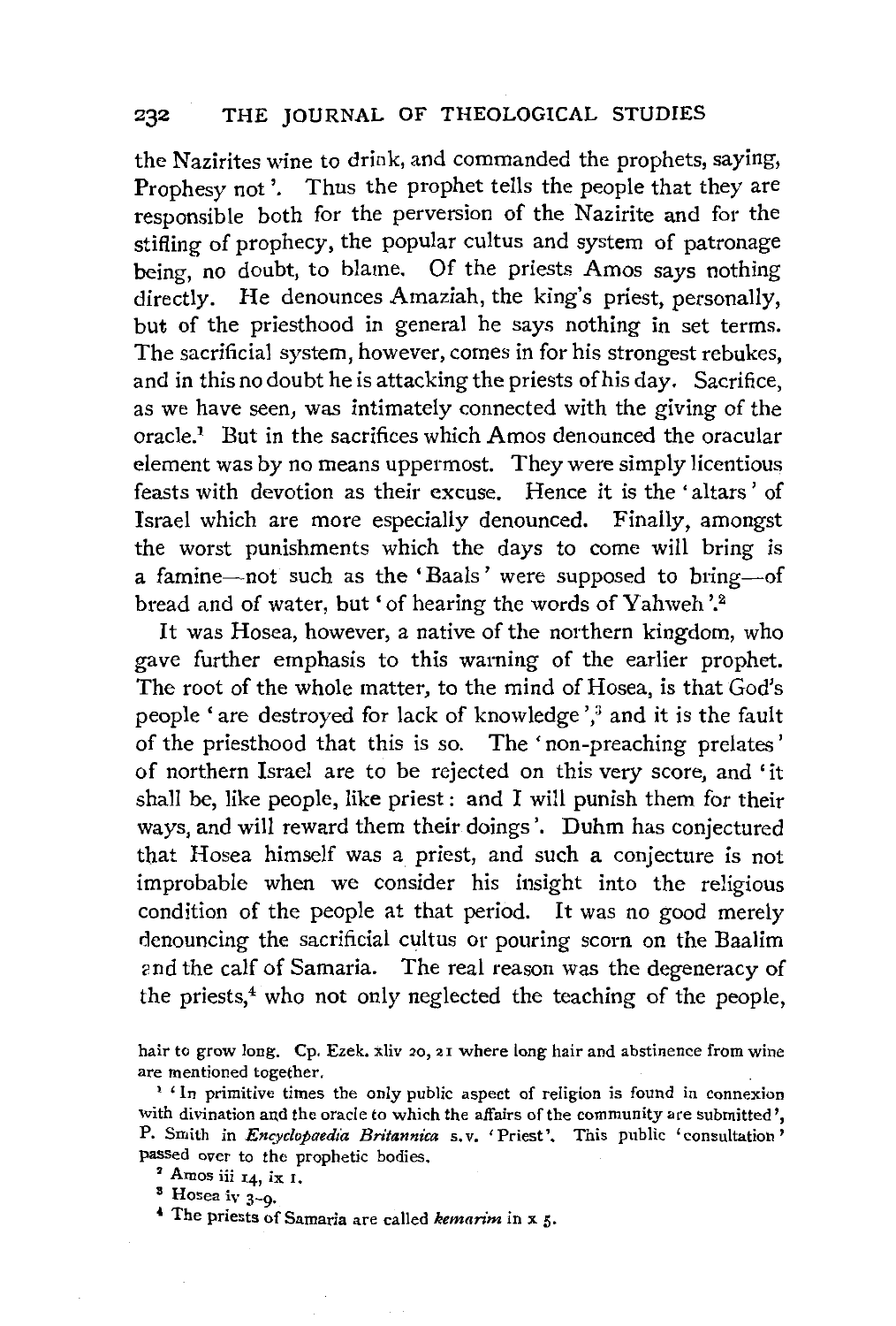the Nazirites wine to drink, and commanded the prophets, saying, Prophesy not'. Thus the prophet tells the people that they are responsible both for the perversion of the Nazirite and for the stifling of prophecy, the popular cultus and system of patronage being, no doubt, to blame. Of the priests Amos says nothing directly. He denounces Amaziah, the king's priest, personally, but of the priesthood in general he says nothing in set terms. The sacrificial system, however, comes in for his strongest rebukes, and in this no doubt he is attacking the priests of his day. Sacrifice, as we have seen, was intimately connected with the giving of the oracle.[1] But in the sacrifices which Amos denounced the oracular element was by no means uppermost. They were simply licentious feasts with devotion as their excuse. Hence it is the 'altars' of Israel which are more especially denounced. Finally, amongst the worst punishments which the days to come will bring is a famine—not such as the 'Baals' were supposed to bring—of bread and of water, but 'of hearing the words of Yahweh'.[2]

It was Hosea, however, a native of the northern kingdom, who gave further emphasis to this warning of the earlier prophet. The root of the whole matter, to the mind of Hosea, is that God's people 'are destroyed for lack of knowledge',[3] and it is the fault of the priesthood that this is so. The 'non-preaching prelates' of northern Israel are to be rejected on this very score, and 'it shall be, like people, like priest: and I will punish them for their ways, and will reward them their doings'. Duhm has conjectured that Hosea himself was a priest, and such a conjecture is not improbable when we consider his insight into the religious condition of the people at that period. It was no good merely denouncing the sacrificial cultus or pouring scorn on the Baalim and the calf of Samaria. The real reason was the degeneracy of the priests,[4] who not only neglected the teaching of the people,

hair to grow long. Cp. Ezek. xliv 20, 21 where long hair and abstinence from wine are mentioned together.

[1] 'In primitive times the only public aspect of religion is found in connexion with divination and the oracle to which the affairs of the community are submitted', P. Smith in *Encyclopaedia Britannica* s.v. 'Priest'. This public 'consultation' passed over to the prophetic bodies.

[2] Amos iii 14, ix 1.

[3] Hosea iv 3-9.

[4] The priests of Samaria are called *kemarim* in x 5.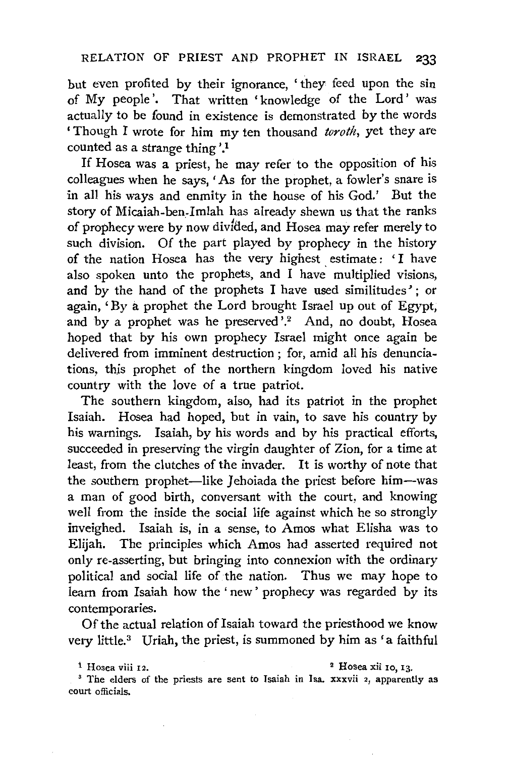but even profited by their ignorance, 'they feed upon the sin of My people'. That written 'knowledge of the Lord' was actually to be found in existence is demonstrated by the words 'Though I wrote for him my ten thousand *toroth*, yet they are counted as a strange thing'.[1]

If Hosea was a priest, he may refer to the opposition of his colleagues when he says, 'As for the prophet, a fowler's snare is in all his ways and enmity in the house of his God.' But the story of Micaiah-ben-Imlah has already shewn us that the ranks of prophecy were by now divided, and Hosea may refer merely to such division. Of the part played by prophecy in the history of the nation Hosea has the very highest estimate: 'I have also spoken unto the prophets, and I have multiplied visions, and by the hand of the prophets I have used similitudes'; or again, 'By a prophet the Lord brought Israel up out of Egypt, and by a prophet was he preserved'.[2] And, no doubt, Hosea hoped that by his own prophecy Israel might once again be delivered from imminent destruction; for, amid all his denunciations, this prophet of the northern kingdom loved his native country with the love of a true patriot.

The southern kingdom, also, had its patriot in the prophet Isaiah. Hosea had hoped, but in vain, to save his country by his warnings. Isaiah, by his words and by his practical efforts, succeeded in preserving the virgin daughter of Zion, for a time at least, from the clutches of the invader. It is worthy of note that the southern prophet—like Jehoiada the priest before him—was a man of good birth, conversant with the court, and knowing well from the inside the social life against which he so strongly inveighed. Isaiah is, in a sense, to Amos what Elisha was to Elijah. The principles which Amos had asserted required not only re-asserting, but bringing into connexion with the ordinary political and social life of the nation. Thus we may hope to learn from Isaiah how the 'new' prophecy was regarded by its contemporaries.

Of the actual relation of Isaiah toward the priesthood we know very little.[3] Uriah, the priest, is summoned by him as 'a faithful

[1] Hosea viii 12.

[2] Hosea xii 10, 13.

[3] The elders of the priests are sent to Isaiah in Isa. xxxvii 2, apparently as court officials.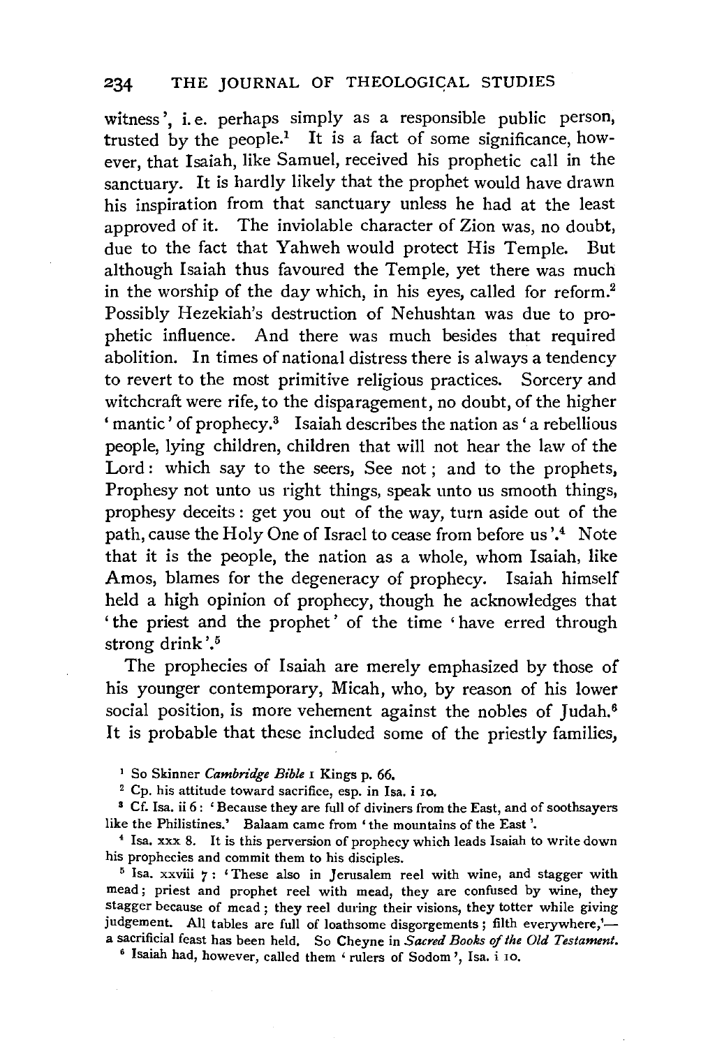witness', i.e. perhaps simply as a responsible public person, trusted by the people.[1] It is a fact of some significance, however, that Isaiah, like Samuel, received his prophetic call in the sanctuary. It is hardly likely that the prophet would have drawn his inspiration from that sanctuary unless he had at the least approved of it. The inviolable character of Zion was, no doubt, due to the fact that Yahweh would protect His Temple. But although Isaiah thus favoured the Temple, yet there was much in the worship of the day which, in his eyes, called for reform.[2] Possibly Hezekiah's destruction of Nehushtan was due to prophetic influence. And there was much besides that required abolition. In times of national distress there is always a tendency to revert to the most primitive religious practices. Sorcery and witchcraft were rife, to the disparagement, no doubt, of the higher 'mantic' of prophecy.[3] Isaiah describes the nation as 'a rebellious people, lying children, children that will not hear the law of the Lord: which say to the seers, See not; and to the prophets, Prophesy not unto us right things, speak unto us smooth things, prophesy deceits: get you out of the way, turn aside out of the path, cause the Holy One of Israel to cease from before us'.[4] Note that it is the people, the nation as a whole, whom Isaiah, like Amos, blames for the degeneracy of prophecy. Isaiah himself held a high opinion of prophecy, though he acknowledges that 'the priest and the prophet' of the time 'have erred through strong drink'.[5]

The prophecies of Isaiah are merely emphasized by those of his younger contemporary, Micah, who, by reason of his lower social position, is more vehement against the nobles of Judah.[6] It is probable that these included some of the priestly families,

[1] So Skinner *Cambridge Bible* 1 Kings p. 66.

[2] Cp. his attitude toward sacrifice, esp. in Isa. i 10.

[3] Cf. Isa. ii 6: 'Because they are full of diviners from the East, and of soothsayers like the Philistines.' Balaam came from 'the mountains of the East'.

[4] Isa. xxx 8. It is this perversion of prophecy which leads Isaiah to write down his prophecies and commit them to his disciples.

[5] Isa. xxviii 7: 'These also in Jerusalem reel with wine, and stagger with mead; priest and prophet reel with mead, they are confused by wine, they stagger because of mead; they reel during their visions, they totter while giving judgement. All tables are full of loathsome disgorgements; filth everywhere,'— a sacrificial feast has been held. So Cheyne in *Sacred Books of the Old Testament*.

[6] Isaiah had, however, called them 'rulers of Sodom', Isa. i 10.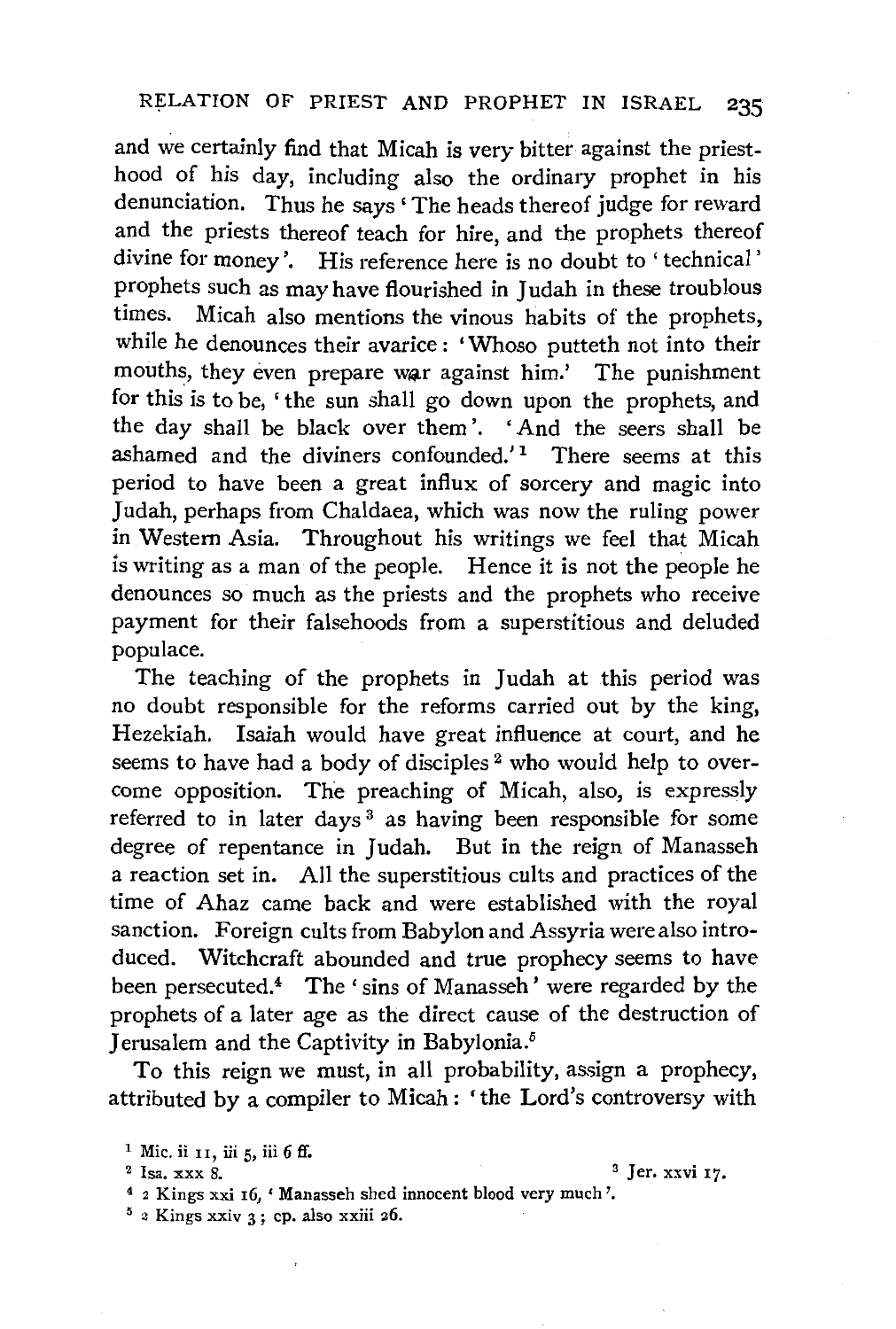and we certainly find that Micah is very bitter against the priesthood of his day, including also the ordinary prophet in his denunciation. Thus he says 'The heads thereof judge for reward and the priests thereof teach for hire, and the prophets thereof divine for money'. His reference here is no doubt to 'technical' prophets such as may have flourished in Judah in these troublous times. Micah also mentions the vinous habits of the prophets, while he denounces their avarice: 'Whoso putteth not into their mouths, they even prepare war against him.' The punishment for this is to be, 'the sun shall go down upon the prophets, and the day shall be black over them'. 'And the seers shall be ashamed and the diviners confounded.'[1] There seems at this period to have been a great influx of sorcery and magic into Judah, perhaps from Chaldaea, which was now the ruling power in Western Asia. Throughout his writings we feel that Micah is writing as a man of the people. Hence it is not the people he denounces so much as the priests and the prophets who receive payment for their falsehoods from a superstitious and deluded populace.

The teaching of the prophets in Judah at this period was no doubt responsible for the reforms carried out by the king, Hezekiah. Isaiah would have great influence at court, and he seems to have had a body of disciples[2] who would help to overcome opposition. The preaching of Micah, also, is expressly referred to in later days[3] as having been responsible for some degree of repentance in Judah. But in the reign of Manasseh a reaction set in. All the superstitious cults and practices of the time of Ahaz came back and were established with the royal sanction. Foreign cults from Babylon and Assyria were also introduced. Witchcraft abounded and true prophecy seems to have been persecuted.[4] The 'sins of Manasseh' were regarded by the prophets of a later age as the direct cause of the destruction of Jerusalem and the Captivity in Babylonia.[5]

To this reign we must, in all probability, assign a prophecy, attributed by a compiler to Micah: 'the Lord's controversy with

[1] Mic. ii 11, iii 5, iii 6 ff.

[2] Isa. xxx 8.

[3] Jer. xxvi 17.

[4] 2 Kings xxi 16, 'Manasseh shed innocent blood very much'.

[5] 2 Kings xxiv 3; cp. also xxiii 26.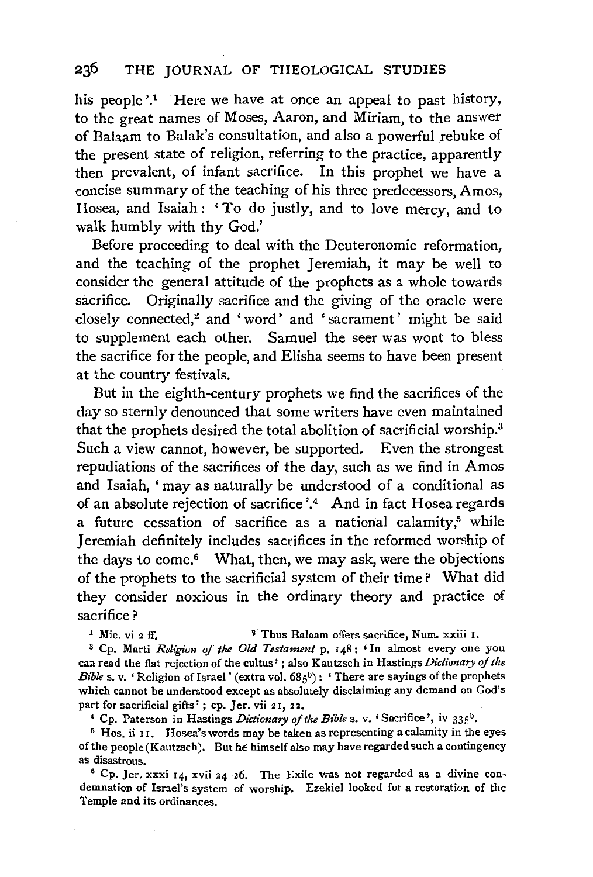his people'.[1] Here we have at once an appeal to past history, to the great names of Moses, Aaron, and Miriam, to the answer of Balaam to Balak's consultation, and also a powerful rebuke of the present state of religion, referring to the practice, apparently then prevalent, of infant sacrifice. In this prophet we have a concise summary of the teaching of his three predecessors, Amos, Hosea, and Isaiah: 'To do justly, and to love mercy, and to walk humbly with thy God.'

Before proceeding to deal with the Deuteronomic reformation, and the teaching of the prophet Jeremiah, it may be well to consider the general attitude of the prophets as a whole towards sacrifice. Originally sacrifice and the giving of the oracle were closely connected,[2] and 'word' and 'sacrament' might be said to supplement each other. Samuel the seer was wont to bless the sacrifice for the people, and Elisha seems to have been present at the country festivals.

But in the eighth-century prophets we find the sacrifices of the day so sternly denounced that some writers have even maintained that the prophets desired the total abolition of sacrificial worship.[3] Such a view cannot, however, be supported. Even the strongest repudiations of the sacrifices of the day, such as we find in Amos and Isaiah, 'may as naturally be understood of a conditional as of an absolute rejection of sacrifice'.[4] And in fact Hosea regards a future cessation of sacrifice as a national calamity,[5] while Jeremiah definitely includes sacrifices in the reformed worship of the days to come.[6] What, then, we may ask, were the objections of the prophets to the sacrificial system of their time? What did they consider noxious in the ordinary theory and practice of sacrifice?

[1] Mic. vi 2 ff.

[2] Thus Balaam offers sacrifice, Num. xxiii 1.

[3] Cp. Marti *Religion of the Old Testament* p. 148: 'In almost every one you can read the flat rejection of the cultus'; also Kautzsch in Hastings *Dictionary of the Bible* s. v. 'Religion of Israel' (extra vol. 685[b]): 'There are sayings of the prophets which cannot be understood except as absolutely disclaiming any demand on God's part for sacrificial gifts'; cp. Jer. vii 21, 22.

[4] Cp. Paterson in Hastings *Dictionary of the Bible* s. v. 'Sacrifice', iv 335[b].

[5] Hos. ii 11. Hosea's words may be taken as representing a calamity in the eyes of the people (Kautzsch). But he himself also may have regarded such a contingency as disastrous.

[6] Cp. Jer. xxxi 14, xvii 24–26. The Exile was not regarded as a divine condemnation of Israel's system of worship. Ezekiel looked for a restoration of the Temple and its ordinances.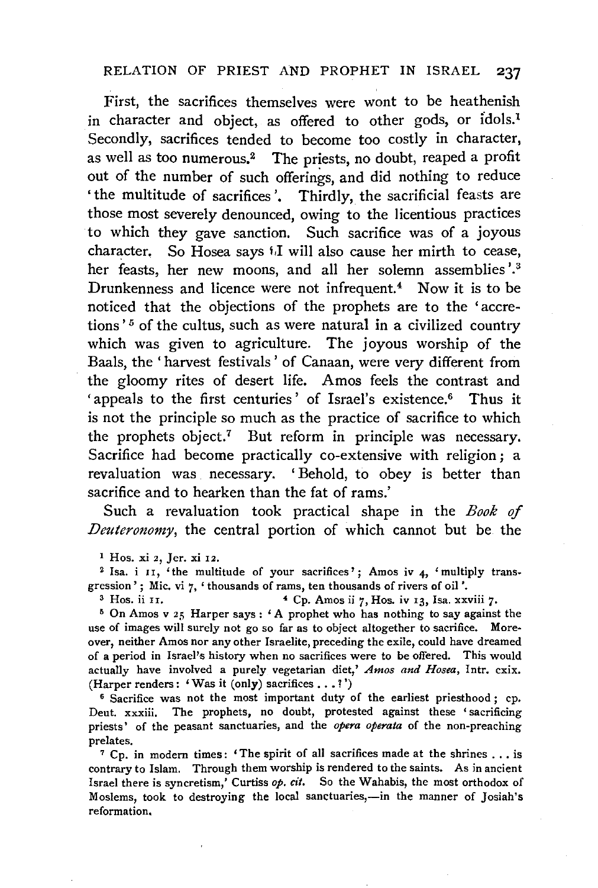First, the sacrifices themselves were wont to be heathenish in character and object, as offered to other gods, or idols.[1] Secondly, sacrifices tended to become too costly in character, as well as too numerous.[2] The priests, no doubt, reaped a profit out of the number of such offerings, and did nothing to reduce 'the multitude of sacrifices'. Thirdly, the sacrificial feasts are those most severely denounced, owing to the licentious practices to which they gave sanction. Such sacrifice was of a joyous character. So Hosea says 'I will also cause her mirth to cease, her feasts, her new moons, and all her solemn assemblies'.[3] Drunkenness and licence were not infrequent.[4] Now it is to be noticed that the objections of the prophets are to the 'accretions'[5] of the cultus, such as were natural in a civilized country which was given to agriculture. The joyous worship of the Baals, the 'harvest festivals' of Canaan, were very different from the gloomy rites of desert life. Amos feels the contrast and 'appeals to the first centuries' of Israel's existence.[6] Thus it is not the principle so much as the practice of sacrifice to which the prophets object.[7] But reform in principle was necessary. Sacrifice had become practically co-extensive with religion; a revaluation was necessary. 'Behold, to obey is better than sacrifice and to hearken than the fat of rams.'

Such a revaluation took practical shape in the *Book of Deuteronomy*, the central portion of which cannot but be the

[1] Hos. xi 2, Jer. xi 12.

[2] Isa. i 11, 'the multitude of your sacrifices'; Amos iv 4, 'multiply transgression'; Mic. vi 7, 'thousands of rams, ten thousands of rivers of oil'.

[3] Hos. ii 11.

[4] Cp. Amos ii 7, Hos. iv 13, Isa. xxviii 7.

[5] On Amos v 25 Harper says: 'A prophet who has nothing to say against the use of images will surely not go so far as to object altogether to sacrifice. Moreover, neither Amos nor any other Israelite, preceding the exile, could have dreamed of a period in Israel's history when no sacrifices were to be offered. This would actually have involved a purely vegetarian diet,' *Amos and Hosea*, Intr. cxix. (Harper renders: 'Was it (only) sacrifices ...?')

[6] Sacrifice was not the most important duty of the earliest priesthood; cp. Deut. xxxiii. The prophets, no doubt, protested against these 'sacrificing priests' of the peasant sanctuaries, and the *opera operata* of the non-preaching prelates.

[7] Cp. in modern times: 'The spirit of all sacrifices made at the shrines ... is contrary to Islam. Through them worship is rendered to the saints. As in ancient Israel there is syncretism,' Curtiss *op. cit.* So the Wahabis, the most orthodox of Moslems, took to destroying the local sanctuaries,—in the manner of Josiah's reformation.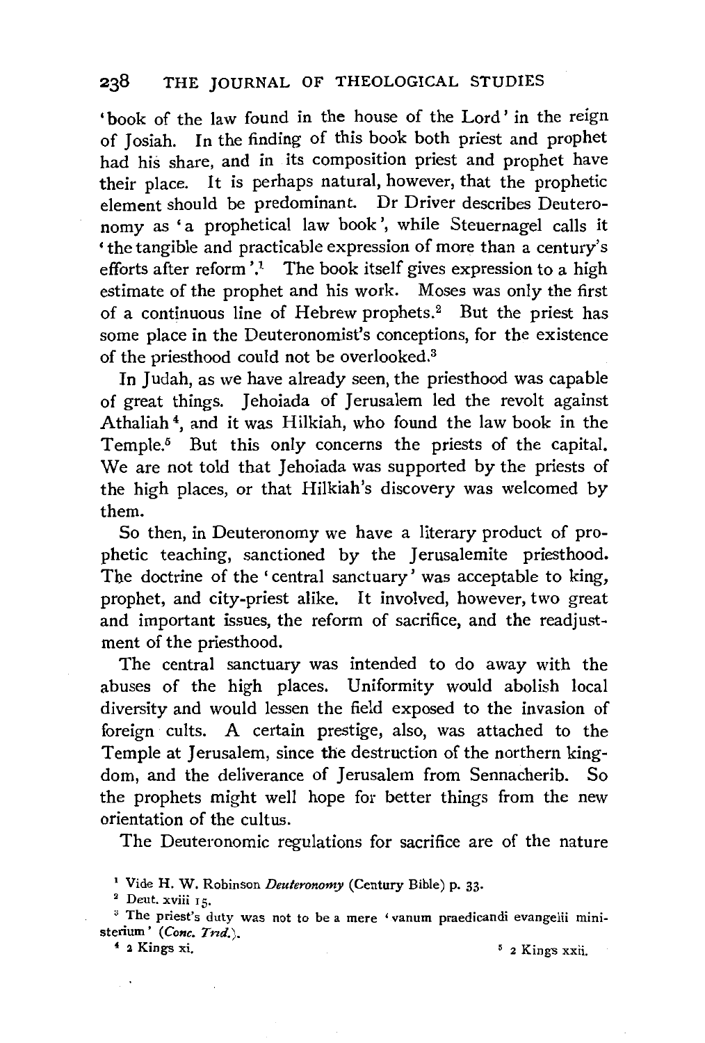'book of the law found in the house of the Lord' in the reign of Josiah. In the finding of this book both priest and prophet had his share, and in its composition priest and prophet have their place. It is perhaps natural, however, that the prophetic element should be predominant. Dr Driver describes Deuteronomy as 'a prophetical law book', while Steuernagel calls it 'the tangible and practicable expression of more than a century's efforts after reform'.[1] The book itself gives expression to a high estimate of the prophet and his work. Moses was only the first of a continuous line of Hebrew prophets.[2] But the priest has some place in the Deuteronomist's conceptions, for the existence of the priesthood could not be overlooked.[3]

In Judah, as we have already seen, the priesthood was capable of great things. Jehoiada of Jerusalem led the revolt against Athaliah[4], and it was Hilkiah, who found the law book in the Temple.[5] But this only concerns the priests of the capital. We are not told that Jehoiada was supported by the priests of the high places, or that Hilkiah's discovery was welcomed by them.

So then, in Deuteronomy we have a literary product of prophetic teaching, sanctioned by the Jerusalemite priesthood. The doctrine of the 'central sanctuary' was acceptable to king, prophet, and city-priest alike. It involved, however, two great and important issues, the reform of sacrifice, and the readjustment of the priesthood.

The central sanctuary was intended to do away with the abuses of the high places. Uniformity would abolish local diversity and would lessen the field exposed to the invasion of foreign cults. A certain prestige, also, was attached to the Temple at Jerusalem, since the destruction of the northern kingdom, and the deliverance of Jerusalem from Sennacherib. So the prophets might well hope for better things from the new orientation of the cultus.

The Deuteronomic regulations for sacrifice are of the nature

---

[1] Vide H. W. Robinson *Deuteronomy* (Century Bible) p. 33.

[2] Deut. xviii 15.

[3] The priest's duty was not to be a mere 'vanum praedicandi evangelii ministerium' (*Conc. Trid.*).

[4] 2 Kings xi.

[5] 2 Kings xxii.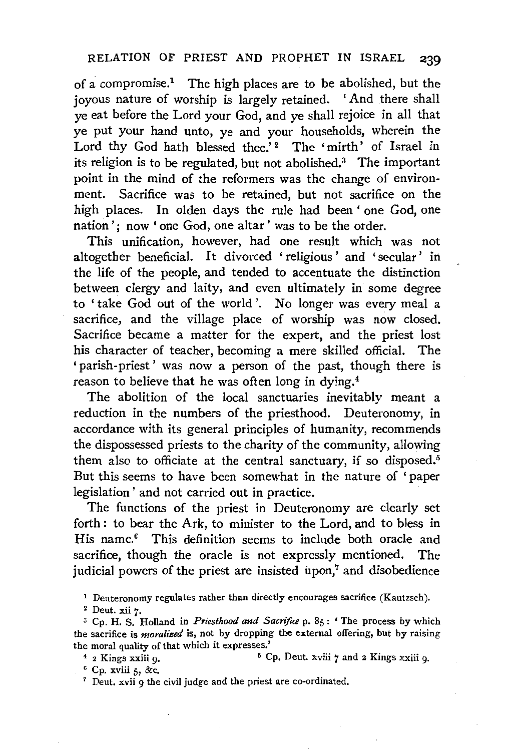of a compromise.[1] The high places are to be abolished, but the joyous nature of worship is largely retained. 'And there shall ye eat before the Lord your God, and ye shall rejoice in all that ye put your hand unto, ye and your households, wherein the Lord thy God hath blessed thee.'[2] The 'mirth' of Israel in its religion is to be regulated, but not abolished.[3] The important point in the mind of the reformers was the change of environment. Sacrifice was to be retained, but not sacrifice on the high places. In olden days the rule had been 'one God, one nation'; now 'one God, one altar' was to be the order.

This unification, however, had one result which was not altogether beneficial. It divorced 'religious' and 'secular' in the life of the people, and tended to accentuate the distinction between clergy and laity, and even ultimately in some degree to 'take God out of the world'. No longer was every meal a sacrifice, and the village place of worship was now closed. Sacrifice became a matter for the expert, and the priest lost his character of teacher, becoming a mere skilled official. The 'parish-priest' was now a person of the past, though there is reason to believe that he was often long in dying.[4]

The abolition of the local sanctuaries inevitably meant a reduction in the numbers of the priesthood. Deuteronomy, in accordance with its general principles of humanity, recommends the dispossessed priests to the charity of the community, allowing them also to officiate at the central sanctuary, if so disposed.[5] But this seems to have been somewhat in the nature of 'paper legislation' and not carried out in practice.

The functions of the priest in Deuteronomy are clearly set forth: to bear the Ark, to minister to the Lord, and to bless in His name.[6] This definition seems to include both oracle and sacrifice, though the oracle is not expressly mentioned. The judicial powers of the priest are insisted upon,[7] and disobedience

---

[1] Deuteronomy regulates rather than directly encourages sacrifice (Kautzsch).

[2] Deut. xii 7.

[3] Cp. H. S. Holland in *Priesthood and Sacrifice* p. 85: 'The process by which the sacrifice is *moralized* is, not by dropping the external offering, but by raising the moral quality of that which it expresses.'

[4] 2 Kings xxiii 9.

[5] Cp. Deut. xviii 7 and 2 Kings xxiii 9.

[6] Cp. xviii 5, &c.

[7] Deut. xvii 9 the civil judge and the priest are co-ordinated.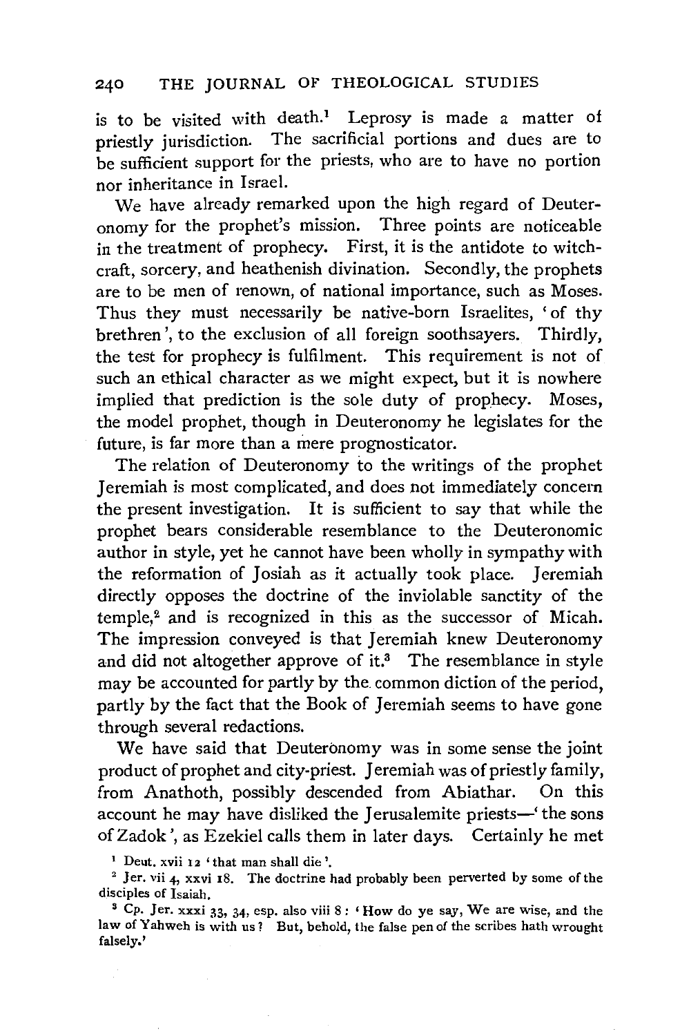is to be visited with death.[1] Leprosy is made a matter of priestly jurisdiction. The sacrificial portions and dues are to be sufficient support for the priests, who are to have no portion nor inheritance in Israel.

We have already remarked upon the high regard of Deuteronomy for the prophet's mission. Three points are noticeable in the treatment of prophecy. First, it is the antidote to witchcraft, sorcery, and heathenish divination. Secondly, the prophets are to be men of renown, of national importance, such as Moses. Thus they must necessarily be native-born Israelites, 'of thy brethren', to the exclusion of all foreign soothsayers. Thirdly, the test for prophecy is fulfilment. This requirement is not of such an ethical character as we might expect, but it is nowhere implied that prediction is the sole duty of prophecy. Moses, the model prophet, though in Deuteronomy he legislates for the future, is far more than a mere prognosticator.

The relation of Deuteronomy to the writings of the prophet Jeremiah is most complicated, and does not immediately concern the present investigation. It is sufficient to say that while the prophet bears considerable resemblance to the Deuteronomic author in style, yet he cannot have been wholly in sympathy with the reformation of Josiah as it actually took place. Jeremiah directly opposes the doctrine of the inviolable sanctity of the temple,[2] and is recognized in this as the successor of Micah. The impression conveyed is that Jeremiah knew Deuteronomy and did not altogether approve of it.[3] The resemblance in style may be accounted for partly by the common diction of the period, partly by the fact that the Book of Jeremiah seems to have gone through several redactions.

We have said that Deuteronomy was in some sense the joint product of prophet and city-priest. Jeremiah was of priestly family, from Anathoth, possibly descended from Abiathar. On this account he may have disliked the Jerusalemite priests—'the sons of Zadok', as Ezekiel calls them in later days. Certainly he met

[1] Deut. xvii 12 'that man shall die'.

[2] Jer. vii 4, xxvi 18. The doctrine had probably been perverted by some of the disciples of Isaiah.

[3] Cp. Jer. xxxi 33, 34, esp. also viii 8: 'How do ye say, We are wise, and the law of Yahweh is with us? But, behold, the false pen of the scribes hath wrought falsely.'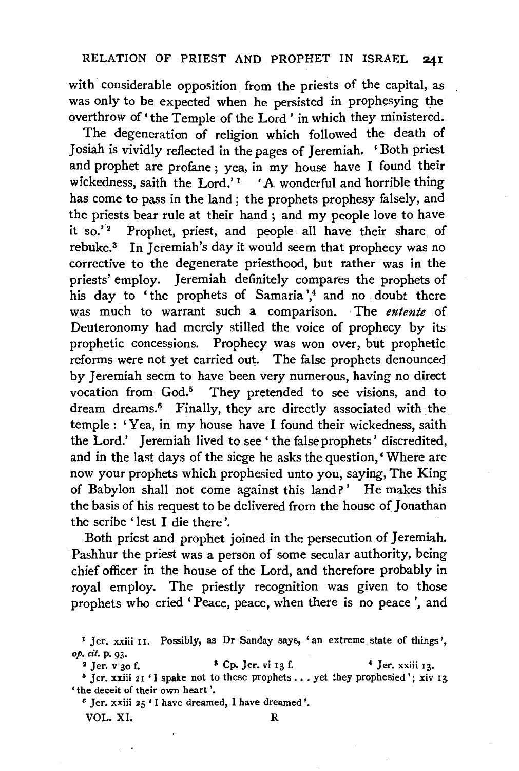with considerable opposition from the priests of the capital, as was only to be expected when he persisted in prophesying the overthrow of 'the Temple of the Lord' in which they ministered.

The degeneration of religion which followed the death of Josiah is vividly reflected in the pages of Jeremiah. 'Both priest and prophet are profane; yea, in my house have I found their wickedness, saith the Lord.'[1] 'A wonderful and horrible thing has come to pass in the land; the prophets prophesy falsely, and the priests bear rule at their hand; and my people love to have it so.'[2] Prophet, priest, and people all have their share of rebuke.[3] In Jeremiah's day it would seem that prophecy was no corrective to the degenerate priesthood, but rather was in the priests' employ. Jeremiah definitely compares the prophets of his day to 'the prophets of Samaria',[4] and no doubt there was much to warrant such a comparison. The *entente* of Deuteronomy had merely stilled the voice of prophecy by its prophetic concessions. Prophecy was won over, but prophetic reforms were not yet carried out. The false prophets denounced by Jeremiah seem to have been very numerous, having no direct vocation from God.[5] They pretended to see visions, and to dream dreams.[6] Finally, they are directly associated with the temple: 'Yea, in my house have I found their wickedness, saith the Lord.' Jeremiah lived to see 'the false prophets' discredited, and in the last days of the siege he asks the question, 'Where are now your prophets which prophesied unto you, saying, The King of Babylon shall not come against this land?' He makes this the basis of his request to be delivered from the house of Jonathan the scribe 'lest I die there'.

Both priest and prophet joined in the persecution of Jeremiah. Pashhur the priest was a person of some secular authority, being chief officer in the house of the Lord, and therefore probably in royal employ. The priestly recognition was given to those prophets who cried 'Peace, peace, when there is no peace', and

[1] Jer. xxiii 11. Possibly, as Dr Sanday says, 'an extreme state of things', *op. cit.* p. 93.

[2] Jer. v 30 f.

[3] Cp. Jer. vi 13 f.

[4] Jer. xxiii 13.

[5] Jer. xxiii 21 'I spake not to these prophets . . . yet they prophesied'; xiv 13 'the deceit of their own heart'.

[6] Jer. xxiii 25 'I have dreamed, I have dreamed'.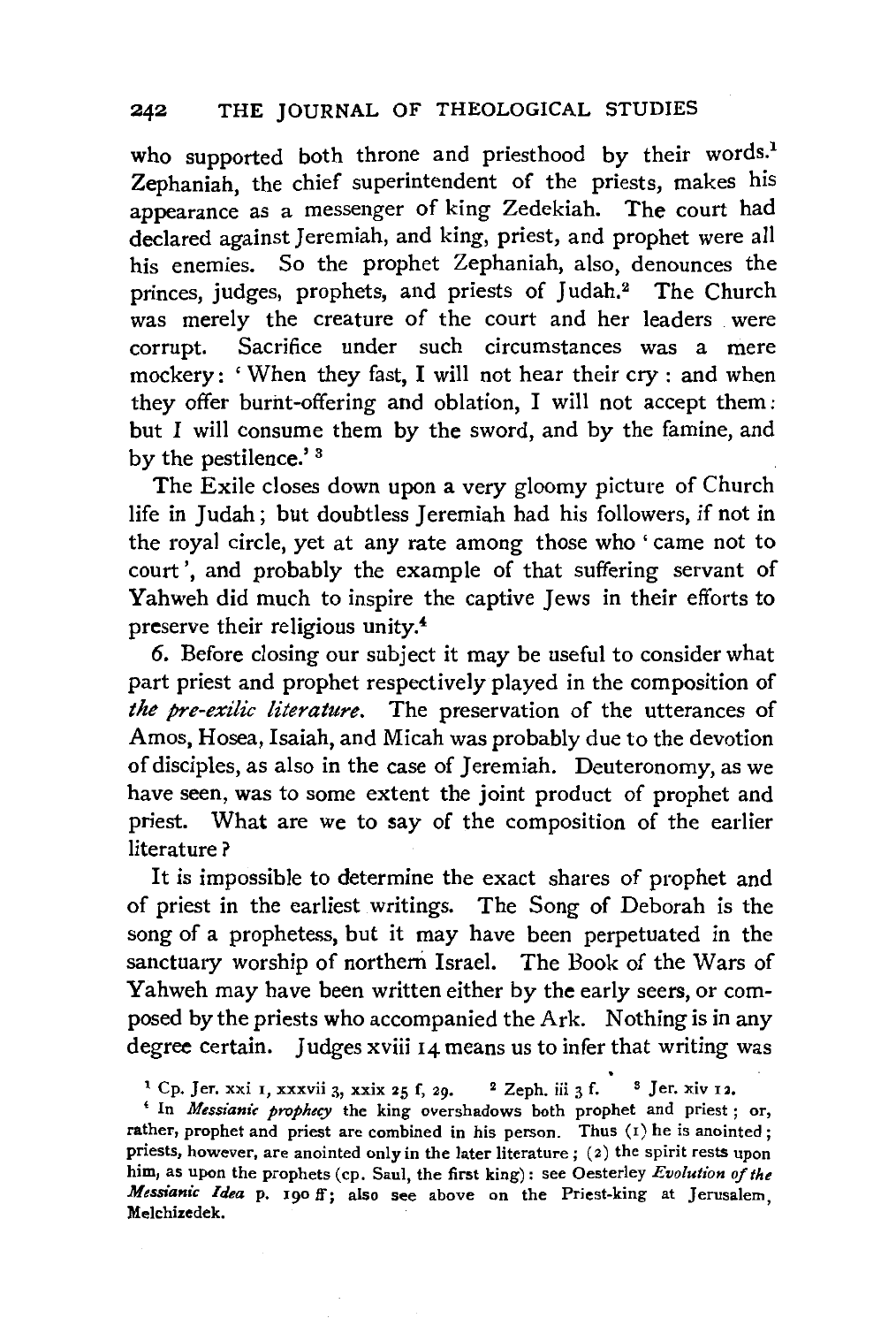who supported both throne and priesthood by their words.[1] Zephaniah, the chief superintendent of the priests, makes his appearance as a messenger of king Zedekiah. The court had declared against Jeremiah, and king, priest, and prophet were all his enemies. So the prophet Zephaniah, also, denounces the princes, judges, prophets, and priests of Judah.[2] The Church was merely the creature of the court and her leaders were corrupt. Sacrifice under such circumstances was a mere mockery: 'When they fast, I will not hear their cry: and when they offer burnt-offering and oblation, I will not accept them: but I will consume them by the sword, and by the famine, and by the pestilence.'[3]

The Exile closes down upon a very gloomy picture of Church life in Judah; but doubtless Jeremiah had his followers, if not in the royal circle, yet at any rate among those who 'came not to court', and probably the example of that suffering servant of Yahweh did much to inspire the captive Jews in their efforts to preserve their religious unity.[4]

6. Before closing our subject it may be useful to consider what part priest and prophet respectively played in the composition of *the pre-exilic literature*. The preservation of the utterances of Amos, Hosea, Isaiah, and Micah was probably due to the devotion of disciples, as also in the case of Jeremiah. Deuteronomy, as we have seen, was to some extent the joint product of prophet and priest. What are we to say of the composition of the earlier literature?

It is impossible to determine the exact shares of prophet and of priest in the earliest writings. The Song of Deborah is the song of a prophetess, but it may have been perpetuated in the sanctuary worship of northern Israel. The Book of the Wars of Yahweh may have been written either by the early seers, or composed by the priests who accompanied the Ark. Nothing is in any degree certain. Judges xviii 14 means us to infer that writing was

[1] Cp. Jer. xxi 1, xxxvii 3, xxix 25 f, 29. [2] Zeph. iii 3 f. [3] Jer. xiv 12.

[4] In *Messianic prophecy* the king overshadows both prophet and priest; or, rather, prophet and priest are combined in his person. Thus (1) he is anointed; priests, however, are anointed only in the later literature; (2) the spirit rests upon him, as upon the prophets (cp. Saul, the first king): see Oesterley *Evolution of the Messianic Idea* p. 190 ff; also see above on the Priest-king at Jerusalem, Melchizedek.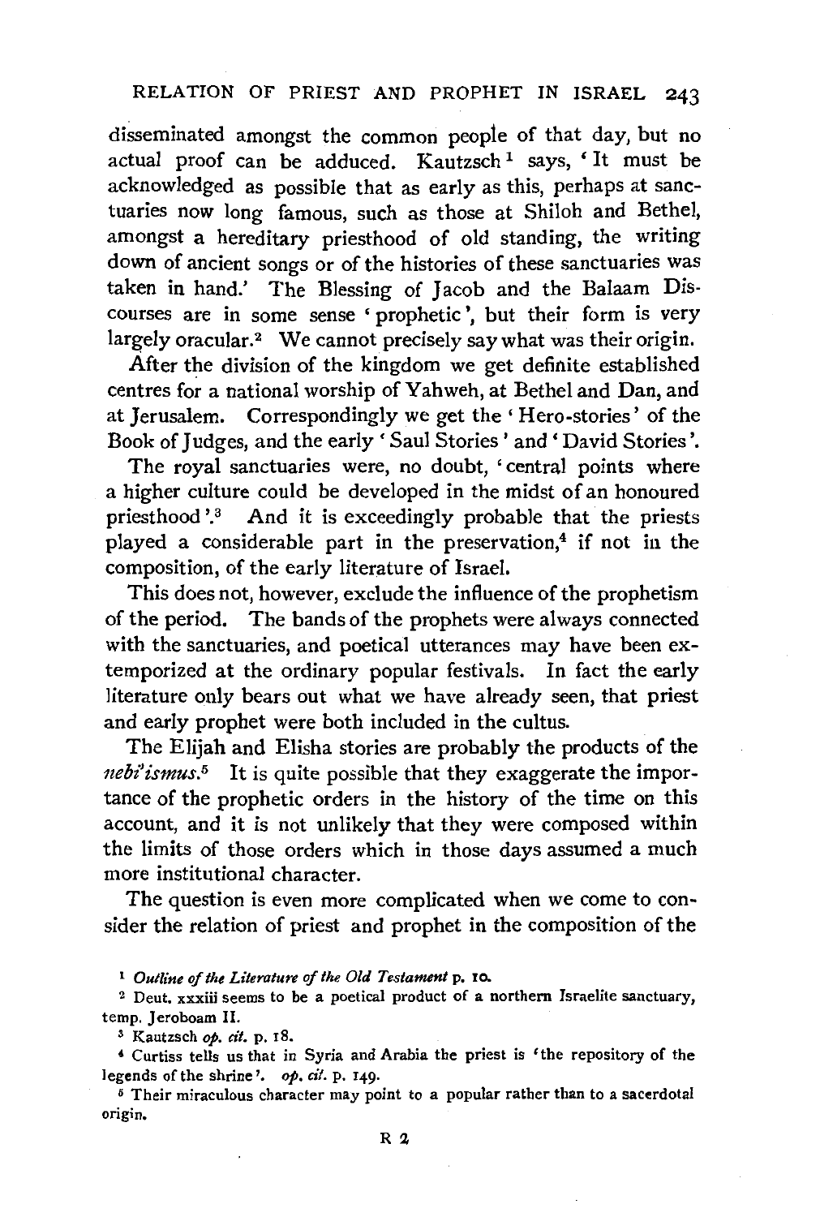disseminated amongst the common people of that day, but no actual proof can be adduced. Kautzsch[1] says, 'It must be acknowledged as possible that as early as this, perhaps at sanctuaries now long famous, such as those at Shiloh and Bethel, amongst a hereditary priesthood of old standing, the writing down of ancient songs or of the histories of these sanctuaries was taken in hand.' The Blessing of Jacob and the Balaam Discourses are in some sense 'prophetic', but their form is very largely oracular.[2] We cannot precisely say what was their origin.

After the division of the kingdom we get definite established centres for a national worship of Yahweh, at Bethel and Dan, and at Jerusalem. Correspondingly we get the 'Hero-stories' of the Book of Judges, and the early 'Saul Stories' and 'David Stories'.

The royal sanctuaries were, no doubt, 'central points where a higher culture could be developed in the midst of an honoured priesthood'.[3] And it is exceedingly probable that the priests played a considerable part in the preservation,[4] if not in the composition, of the early literature of Israel.

This does not, however, exclude the influence of the prophetism of the period. The bands of the prophets were always connected with the sanctuaries, and poetical utterances may have been extemporized at the ordinary popular festivals. In fact the early literature only bears out what we have already seen, that priest and early prophet were both included in the cultus.

The Elijah and Elisha stories are probably the products of the *nebi'ismus*.[5] It is quite possible that they exaggerate the importance of the prophetic orders in the history of the time on this account, and it is not unlikely that they were composed within the limits of those orders which in those days assumed a much more institutional character.

The question is even more complicated when we come to consider the relation of priest and prophet in the composition of the

[1] *Outline of the Literature of the Old Testament* p. 10.

[2] Deut. xxxiii seems to be a poetical product of a northern Israelite sanctuary, temp. Jeroboam II.

[3] Kautzsch *op. cit.* p. 18.

[4] Curtiss tells us that in Syria and Arabia the priest is 'the repository of the legends of the shrine'. *op. cit.* p. 149.

[5] Their miraculous character may point to a popular rather than to a sacerdotal origin.

R 2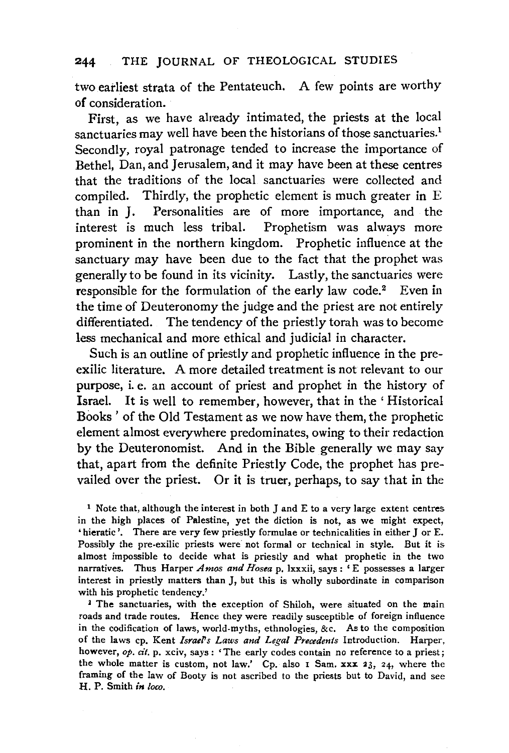two earliest strata of the Pentateuch. A few points are worthy of consideration.

First, as we have already intimated, the priests at the local sanctuaries may well have been the historians of those sanctuaries.[1] Secondly, royal patronage tended to increase the importance of Bethel, Dan, and Jerusalem, and it may have been at these centres that the traditions of the local sanctuaries were collected and compiled. Thirdly, the prophetic element is much greater in E than in J. Personalities are of more importance, and the interest is much less tribal. Prophetism was always more prominent in the northern kingdom. Prophetic influence at the sanctuary may have been due to the fact that the prophet was generally to be found in its vicinity. Lastly, the sanctuaries were responsible for the formulation of the early law code.[2] Even in the time of Deuteronomy the judge and the priest are not entirely differentiated. The tendency of the priestly torah was to become less mechanical and more ethical and judicial in character.

Such is an outline of priestly and prophetic influence in the pre-exilic literature. A more detailed treatment is not relevant to our purpose, i. e. an account of priest and prophet in the history of Israel. It is well to remember, however, that in the 'Historical Books' of the Old Testament as we now have them, the prophetic element almost everywhere predominates, owing to their redaction by the Deuteronomist. And in the Bible generally we may say that, apart from the definite Priestly Code, the prophet has prevailed over the priest. Or it is truer, perhaps, to say that in the

[1] Note that, although the interest in both J and E to a very large extent centres in the high places of Palestine, yet the diction is not, as we might expect, 'hieratic'. There are very few priestly formulae or technicalities in either J or E. Possibly the pre-exilic priests were not formal or technical in style. But it is almost impossible to decide what is priestly and what prophetic in the two narratives. Thus Harper *Amos and Hosea* p. lxxxii, says: 'E possesses a larger interest in priestly matters than J, but this is wholly subordinate in comparison with his prophetic tendency.'

[2] The sanctuaries, with the exception of Shiloh, were situated on the main roads and trade routes. Hence they were readily susceptible of foreign influence in the codification of laws, world-myths, ethnologies, &c. As to the composition of the laws cp. Kent *Israel's Laws and Legal Precedents* Introduction. Harper, however, *op. cit.* p. xciv, says: 'The early codes contain no reference to a priest; the whole matter is custom, not law.' Cp. also 1 Sam. xxx 23, 24, where the framing of the law of Booty is not ascribed to the priests but to David, and see H. P. Smith *in loco*.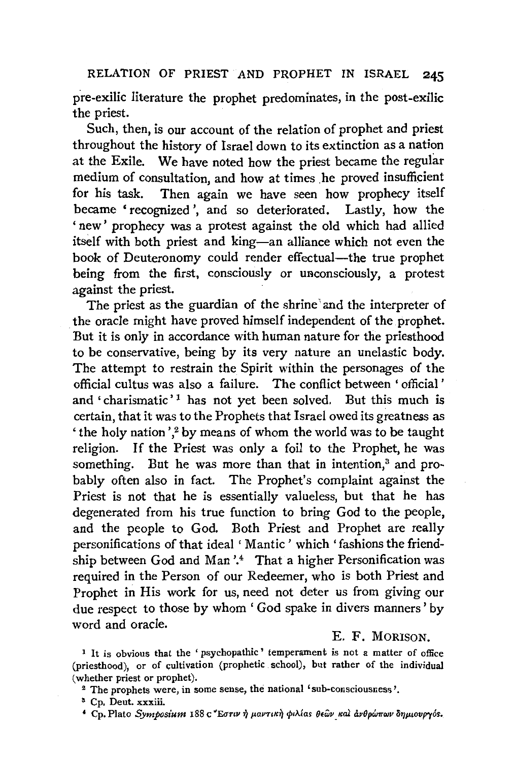pre-exilic literature the prophet predominates, in the post-exilic the priest.

Such, then, is our account of the relation of prophet and priest throughout the history of Israel down to its extinction as a nation at the Exile. We have noted how the priest became the regular medium of consultation, and how at times he proved insufficient for his task. Then again we have seen how prophecy itself became 'recognized', and so deteriorated. Lastly, how the 'new' prophecy was a protest against the old which had allied itself with both priest and king—an alliance which not even the book of Deuteronomy could render effectual—the true prophet being from the first, consciously or unconsciously, a protest against the priest.

The priest as the guardian of the shrine and the interpreter of the oracle might have proved himself independent of the prophet. But it is only in accordance with human nature for the priesthood to be conservative, being by its very nature an unelastic body. The attempt to restrain the Spirit within the personages of the official cultus was also a failure. The conflict between 'official' and 'charismatic'[1] has not yet been solved. But this much is certain, that it was to the Prophets that Israel owed its greatness as 'the holy nation',[2] by means of whom the world was to be taught religion. If the Priest was only a foil to the Prophet, he was something. But he was more than that in intention,[3] and probably often also in fact. The Prophet's complaint against the Priest is not that he is essentially valueless, but that he has degenerated from his true function to bring God to the people, and the people to God. Both Priest and Prophet are really personifications of that ideal 'Mantic' which 'fashions the friendship between God and Man'.[4] That a higher Personification was required in the Person of our Redeemer, who is both Priest and Prophet in His work for us, need not deter us from giving our due respect to those by whom 'God spake in divers manners' by word and oracle.

E. F. MORISON.

[1] It is obvious that the 'psychopathic' temperament is not a matter of office (priesthood), or of cultivation (prophetic school), but rather of the individual (whether priest or prophet).

[2] The prophets were, in some sense, the national 'sub-consciousness'.

[3] Cp. Deut. xxxiii.

[4] Cp. Plato *Symposium* 188 c Ἔστιν ἡ μαντικὴ φιλίας θεῶν καὶ ἀνθρώπων δημιουργός.